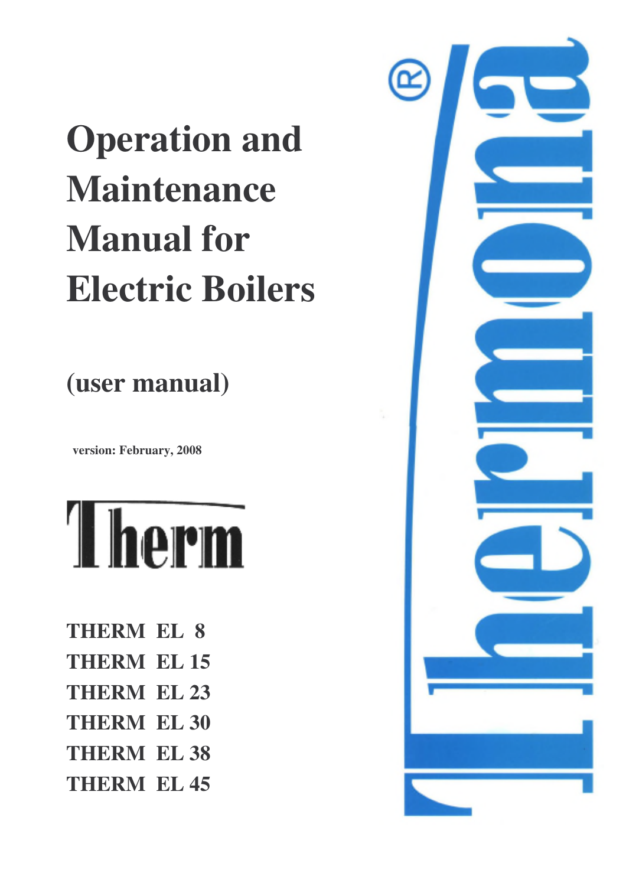# Operation and Maintenance Manual for Electric Boilers

## (user manual)

**version: February, 2008**

Therm

**THERM EL 8**
**THERM EL 15**
**THERM EL 23**
**THERM EL 30**
**THERM EL 38**
**THERM EL 45**

thermona®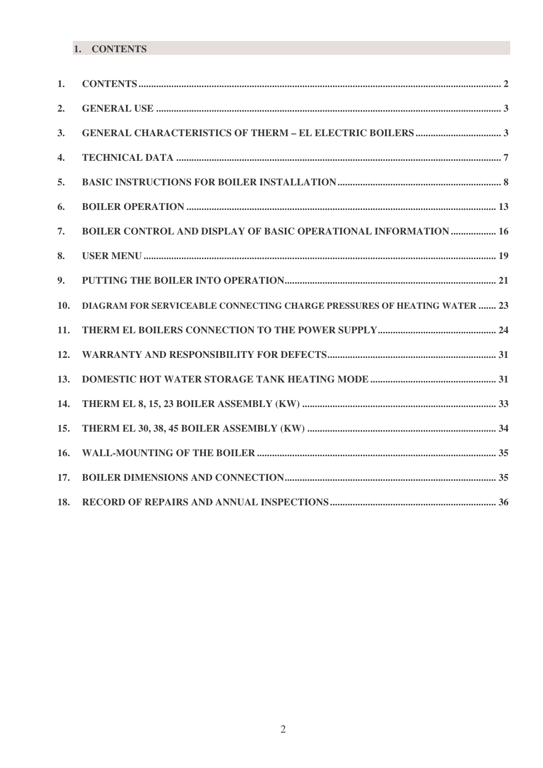# 1. CONTENTS

| | | |
|---|---|---|
| 1. | CONTENTS | 2 |
| 2. | GENERAL USE | 3 |
| 3. | GENERAL CHARACTERISTICS OF THERM – EL ELECTRIC BOILERS | 3 |
| 4. | TECHNICAL DATA | 7 |
| 5. | BASIC INSTRUCTIONS FOR BOILER INSTALLATION | 8 |
| 6. | BOILER OPERATION | 13 |
| 7. | BOILER CONTROL AND DISPLAY OF BASIC OPERATIONAL INFORMATION | 16 |
| 8. | USER MENU | 19 |
| 9. | PUTTING THE BOILER INTO OPERATION | 21 |
| 10. | DIAGRAM FOR SERVICEABLE CONNECTING CHARGE PRESSURES OF HEATING WATER | 23 |
| 11. | THERM EL BOILERS CONNECTION TO THE POWER SUPPLY | 24 |
| 12. | WARRANTY AND RESPONSIBILITY FOR DEFECTS | 31 |
| 13. | DOMESTIC HOT WATER STORAGE TANK HEATING MODE | 31 |
| 14. | THERM EL 8, 15, 23 BOILER ASSEMBLY (KW) | 33 |
| 15. | THERM EL 30, 38, 45 BOILER ASSEMBLY (KW) | 34 |
| 16. | WALL-MOUNTING OF THE BOILER | 35 |
| 17. | BOILER DIMENSIONS AND CONNECTION | 35 |
| 18. | RECORD OF REPAIRS AND ANNUAL INSPECTIONS | 36 |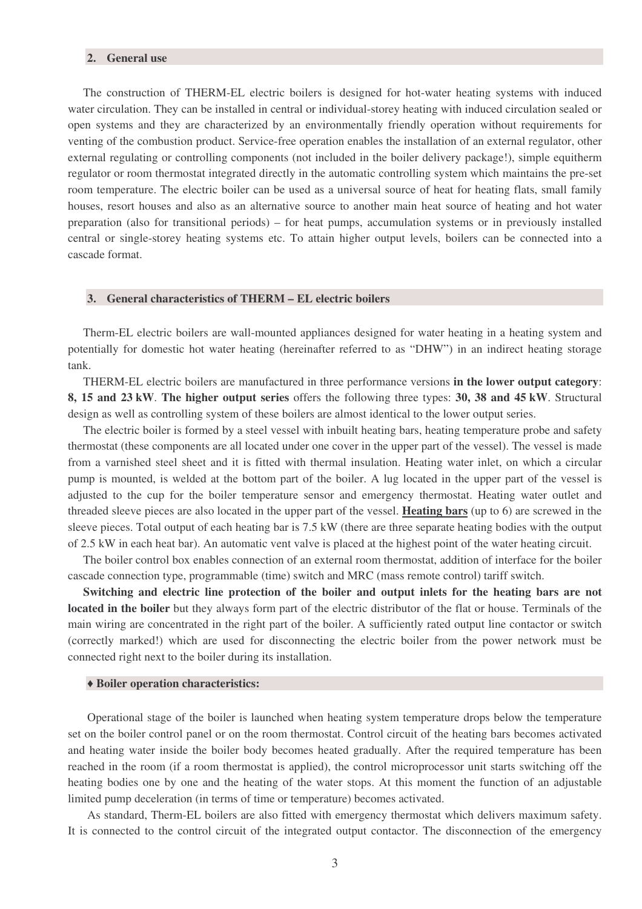## 2. General use

The construction of THERM-EL electric boilers is designed for hot-water heating systems with induced water circulation. They can be installed in central or individual-storey heating with induced circulation sealed or open systems and they are characterized by an environmentally friendly operation without requirements for venting of the combustion product. Service-free operation enables the installation of an external regulator, other external regulating or controlling components (not included in the boiler delivery package!), simple equitherm regulator or room thermostat integrated directly in the automatic controlling system which maintains the pre-set room temperature. The electric boiler can be used as a universal source of heat for heating flats, small family houses, resort houses and also as an alternative source to another main heat source of heating and hot water preparation (also for transitional periods) – for heat pumps, accumulation systems or in previously installed central or single-storey heating systems etc. To attain higher output levels, boilers can be connected into a cascade format.

## 3. General characteristics of THERM – EL electric boilers

Therm-EL electric boilers are wall-mounted appliances designed for water heating in a heating system and potentially for domestic hot water heating (hereinafter referred to as "DHW") in an indirect heating storage tank.

THERM-EL electric boilers are manufactured in three performance versions **in the lower output category**: **8, 15 and 23 kW**. **The higher output series** offers the following three types: **30, 38 and 45 kW**. Structural design as well as controlling system of these boilers are almost identical to the lower output series.

The electric boiler is formed by a steel vessel with inbuilt heating bars, heating temperature probe and safety thermostat (these components are all located under one cover in the upper part of the vessel). The vessel is made from a varnished steel sheet and it is fitted with thermal insulation. Heating water inlet, on which a circular pump is mounted, is welded at the bottom part of the boiler. A lug located in the upper part of the vessel is adjusted to the cup for the boiler temperature sensor and emergency thermostat. Heating water outlet and threaded sleeve pieces are also located in the upper part of the vessel. **Heating bars** (up to 6) are screwed in the sleeve pieces. Total output of each heating bar is 7.5 kW (there are three separate heating bodies with the output of 2.5 kW in each heat bar). An automatic vent valve is placed at the highest point of the water heating circuit.

The boiler control box enables connection of an external room thermostat, addition of interface for the boiler cascade connection type, programmable (time) switch and MRC (mass remote control) tariff switch.

**Switching and electric line protection of the boiler and output inlets for the heating bars are not located in the boiler** but they always form part of the electric distributor of the flat or house. Terminals of the main wiring are concentrated in the right part of the boiler. A sufficiently rated output line contactor or switch (correctly marked!) which are used for disconnecting the electric boiler from the power network must be connected right next to the boiler during its installation.

### ♦ Boiler operation characteristics:

Operational stage of the boiler is launched when heating system temperature drops below the temperature set on the boiler control panel or on the room thermostat. Control circuit of the heating bars becomes activated and heating water inside the boiler body becomes heated gradually. After the required temperature has been reached in the room (if a room thermostat is applied), the control microprocessor unit starts switching off the heating bodies one by one and the heating of the water stops. At this moment the function of an adjustable limited pump deceleration (in terms of time or temperature) becomes activated.

As standard, Therm-EL boilers are also fitted with emergency thermostat which delivers maximum safety. It is connected to the control circuit of the integrated output contactor. The disconnection of the emergency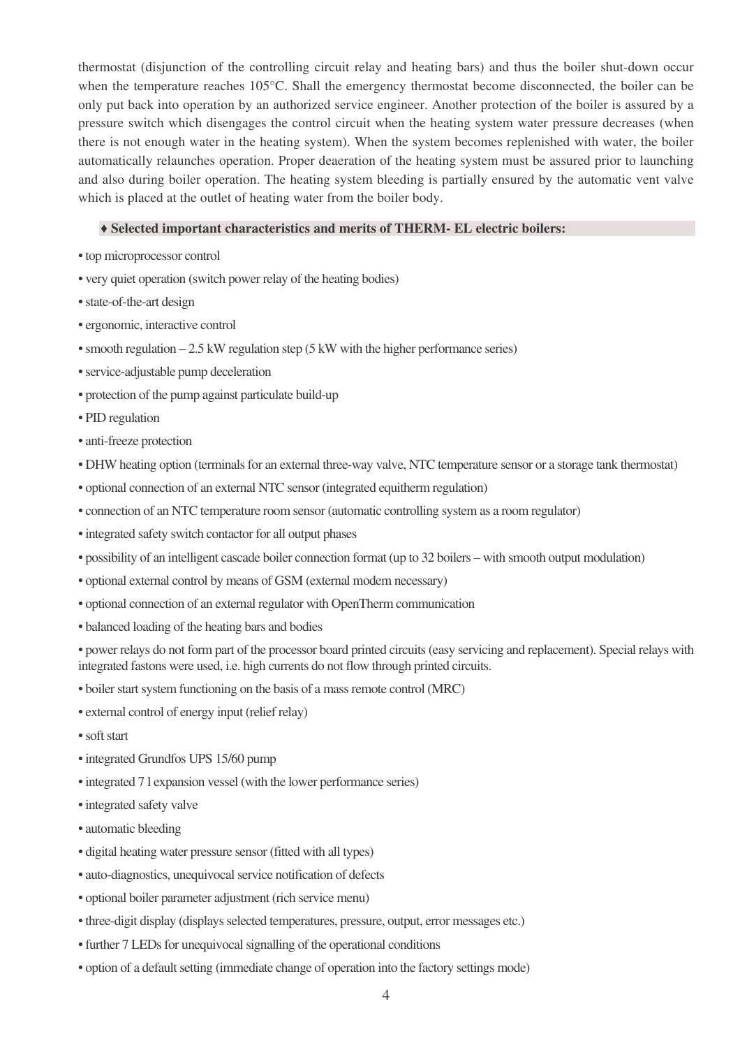thermostat (disjunction of the controlling circuit relay and heating bars) and thus the boiler shut-down occur when the temperature reaches 105°C. Shall the emergency thermostat become disconnected, the boiler can be only put back into operation by an authorized service engineer. Another protection of the boiler is assured by a pressure switch which disengages the control circuit when the heating system water pressure decreases (when there is not enough water in the heating system). When the system becomes replenished with water, the boiler automatically relaunches operation. Proper deaeration of the heating system must be assured prior to launching and also during boiler operation. The heating system bleeding is partially ensured by the automatic vent valve which is placed at the outlet of heating water from the boiler body.

**♦ Selected important characteristics and merits of THERM- EL electric boilers:**

- top microprocessor control
- very quiet operation (switch power relay of the heating bodies)
- state-of-the-art design
- ergonomic, interactive control
- smooth regulation – 2.5 kW regulation step (5 kW with the higher performance series)
- service-adjustable pump deceleration
- protection of the pump against particulate build-up
- PID regulation
- anti-freeze protection
- DHW heating option (terminals for an external three-way valve, NTC temperature sensor or a storage tank thermostat)
- optional connection of an external NTC sensor (integrated equitherm regulation)
- connection of an NTC temperature room sensor (automatic controlling system as a room regulator)
- integrated safety switch contactor for all output phases
- possibility of an intelligent cascade boiler connection format (up to 32 boilers – with smooth output modulation)
- optional external control by means of GSM (external modem necessary)
- optional connection of an external regulator with OpenTherm communication
- balanced loading of the heating bars and bodies
- power relays do not form part of the processor board printed circuits (easy servicing and replacement). Special relays with integrated fastons were used, i.e. high currents do not flow through printed circuits.
- boiler start system functioning on the basis of a mass remote control (MRC)
- external control of energy input (relief relay)
- soft start
- integrated Grundfos UPS 15/60 pump
- integrated 7 l expansion vessel (with the lower performance series)
- integrated safety valve
- automatic bleeding
- digital heating water pressure sensor (fitted with all types)
- auto-diagnostics, unequivocal service notification of defects
- optional boiler parameter adjustment (rich service menu)
- three-digit display (displays selected temperatures, pressure, output, error messages etc.)
- further 7 LEDs for unequivocal signalling of the operational conditions
- option of a default setting (immediate change of operation into the factory settings mode)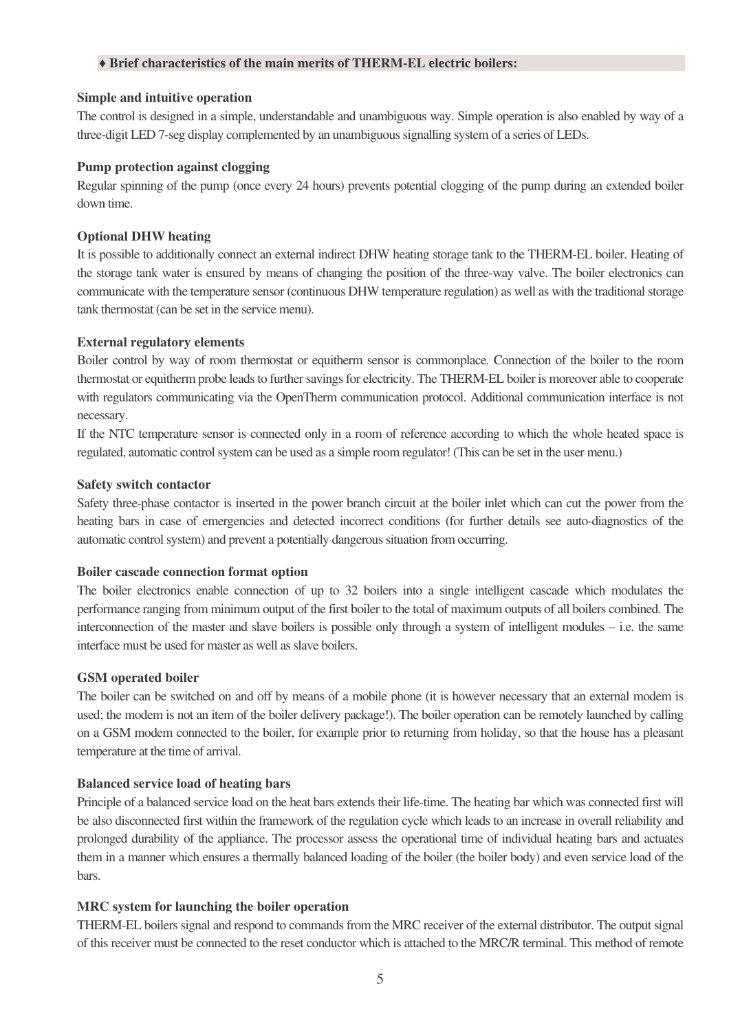### ♦ Brief characteristics of the main merits of THERM-EL electric boilers:

**Simple and intuitive operation**

The control is designed in a simple, understandable and unambiguous way. Simple operation is also enabled by way of a three-digit LED 7-seg display complemented by an unambiguous signalling system of a series of LEDs.

**Pump protection against clogging**

Regular spinning of the pump (once every 24 hours) prevents potential clogging of the pump during an extended boiler down time.

**Optional DHW heating**

It is possible to additionally connect an external indirect DHW heating storage tank to the THERM-EL boiler. Heating of the storage tank water is ensured by means of changing the position of the three-way valve. The boiler electronics can communicate with the temperature sensor (continuous DHW temperature regulation) as well as with the traditional storage tank thermostat (can be set in the service menu).

**External regulatory elements**

Boiler control by way of room thermostat or equitherm sensor is commonplace. Connection of the boiler to the room thermostat or equitherm probe leads to further savings for electricity. The THERM-EL boiler is moreover able to cooperate with regulators communicating via the OpenTherm communication protocol. Additional communication interface is not necessary.

If the NTC temperature sensor is connected only in a room of reference according to which the whole heated space is regulated, automatic control system can be used as a simple room regulator! (This can be set in the user menu.)

**Safety switch contactor**

Safety three-phase contactor is inserted in the power branch circuit at the boiler inlet which can cut the power from the heating bars in case of emergencies and detected incorrect conditions (for further details see auto-diagnostics of the automatic control system) and prevent a potentially dangerous situation from occurring.

**Boiler cascade connection format option**

The boiler electronics enable connection of up to 32 boilers into a single intelligent cascade which modulates the performance ranging from minimum output of the first boiler to the total of maximum outputs of all boilers combined. The interconnection of the master and slave boilers is possible only through a system of intelligent modules – i.e. the same interface must be used for master as well as slave boilers.

**GSM operated boiler**

The boiler can be switched on and off by means of a mobile phone (it is however necessary that an external modem is used; the modem is not an item of the boiler delivery package!). The boiler operation can be remotely launched by calling on a GSM modem connected to the boiler, for example prior to returning from holiday, so that the house has a pleasant temperature at the time of arrival.

**Balanced service load of heating bars**

Principle of a balanced service load on the heat bars extends their life-time. The heating bar which was connected first will be also disconnected first within the framework of the regulation cycle which leads to an increase in overall reliability and prolonged durability of the appliance. The processor assess the operational time of individual heating bars and actuates them in a manner which ensures a thermally balanced loading of the boiler (the boiler body) and even service load of the bars.

**MRC system for launching the boiler operation**

THERM-EL boilers signal and respond to commands from the MRC receiver of the external distributor. The output signal of this receiver must be connected to the reset conductor which is attached to the MRC/R terminal. This method of remote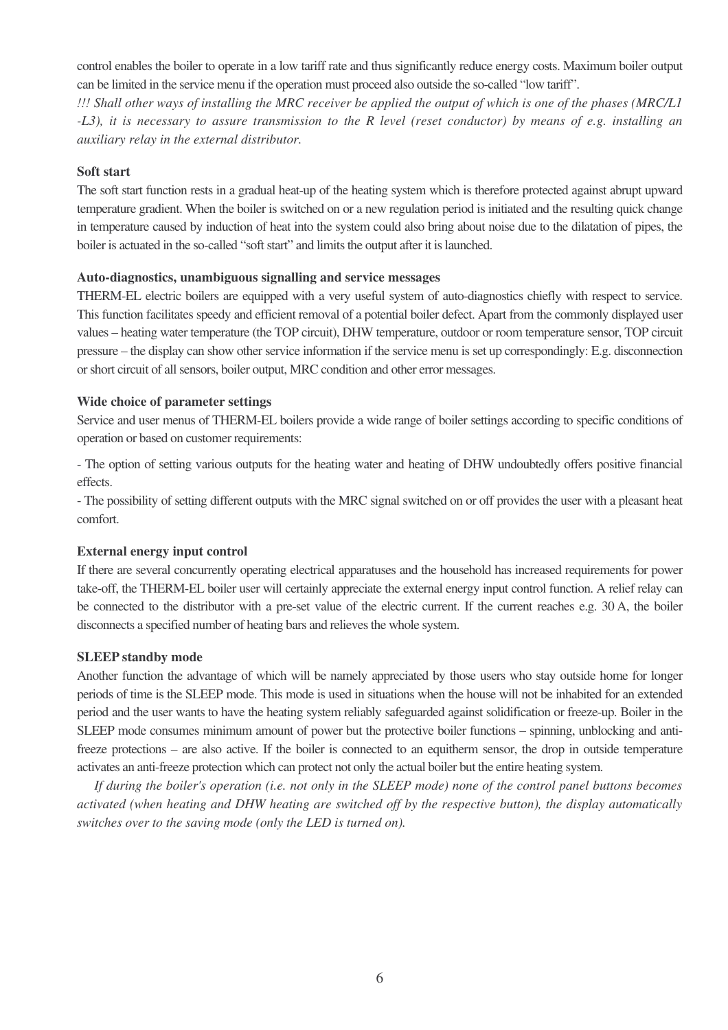control enables the boiler to operate in a low tariff rate and thus significantly reduce energy costs. Maximum boiler output can be limited in the service menu if the operation must proceed also outside the so-called "low tariff".

*!!! Shall other ways of installing the MRC receiver be applied the output of which is one of the phases (MRC/L1 -L3), it is necessary to assure transmission to the R level (reset conductor) by means of e.g. installing an auxiliary relay in the external distributor.*

**Soft start**

The soft start function rests in a gradual heat-up of the heating system which is therefore protected against abrupt upward temperature gradient. When the boiler is switched on or a new regulation period is initiated and the resulting quick change in temperature caused by induction of heat into the system could also bring about noise due to the dilatation of pipes, the boiler is actuated in the so-called "soft start" and limits the output after it is launched.

**Auto-diagnostics, unambiguous signalling and service messages**

THERM-EL electric boilers are equipped with a very useful system of auto-diagnostics chiefly with respect to service. This function facilitates speedy and efficient removal of a potential boiler defect. Apart from the commonly displayed user values – heating water temperature (the TOP circuit), DHW temperature, outdoor or room temperature sensor, TOP circuit pressure – the display can show other service information if the service menu is set up correspondingly: E.g. disconnection or short circuit of all sensors, boiler output, MRC condition and other error messages.

**Wide choice of parameter settings**

Service and user menus of THERM-EL boilers provide a wide range of boiler settings according to specific conditions of operation or based on customer requirements:

- The option of setting various outputs for the heating water and heating of DHW undoubtedly offers positive financial effects.
- The possibility of setting different outputs with the MRC signal switched on or off provides the user with a pleasant heat comfort.

**External energy input control**

If there are several concurrently operating electrical apparatuses and the household has increased requirements for power take-off, the THERM-EL boiler user will certainly appreciate the external energy input control function. A relief relay can be connected to the distributor with a pre-set value of the electric current. If the current reaches e.g. 30 A, the boiler disconnects a specified number of heating bars and relieves the whole system.

**SLEEP standby mode**

Another function the advantage of which will be namely appreciated by those users who stay outside home for longer periods of time is the SLEEP mode. This mode is used in situations when the house will not be inhabited for an extended period and the user wants to have the heating system reliably safeguarded against solidification or freeze-up. Boiler in the SLEEP mode consumes minimum amount of power but the protective boiler functions – spinning, unblocking and anti-freeze protections – are also active. If the boiler is connected to an equitherm sensor, the drop in outside temperature activates an anti-freeze protection which can protect not only the actual boiler but the entire heating system.

*If during the boiler's operation (i.e. not only in the SLEEP mode) none of the control panel buttons becomes activated (when heating and DHW heating are switched off by the respective button), the display automatically switches over to the saving mode (only the LED is turned on).*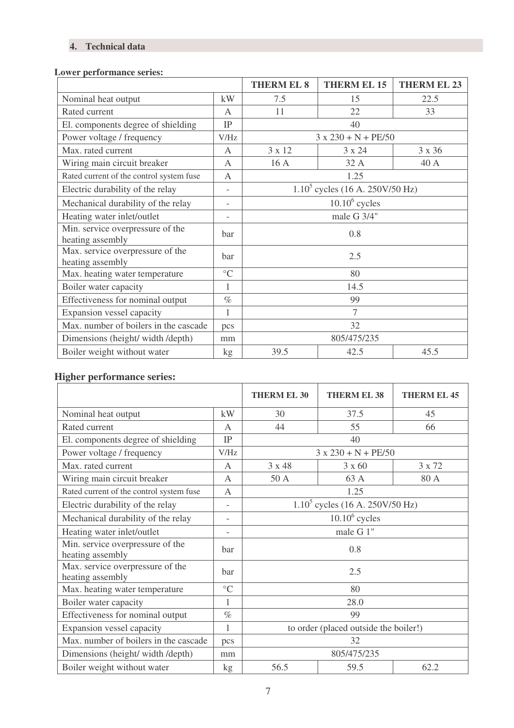## 4. Technical data

**Lower performance series:**

| | | THERM EL 8 | THERM EL 15 | THERM EL 23 |
|---|---|---|---|---|
| Nominal heat output | kW | 7.5 | 15 | 22.5 |
| Rated current | A | 11 | 22 | 33 |
| El. components degree of shielding | IP | 40 | | |
| Power voltage / frequency | V/Hz | 3 x 230 + N + PE/50 | | |
| Max. rated current | A | 3 x 12 | 3 x 24 | 3 x 36 |
| Wiring main circuit breaker | A | 16 A | 32 A | 40 A |
| Rated current of the control system fuse | A | 1.25 | | |
| Electric durability of the relay | - | $1.10^5$ cycles (16 A. 250V/50 Hz) | | |
| Mechanical durability of the relay | - | $10.10^6$ cycles | | |
| Heating water inlet/outlet | - | male G 3/4" | | |
| Min. service overpressure of the heating assembly | bar | 0.8 | | |
| Max. service overpressure of the heating assembly | bar | 2.5 | | |
| Max. heating water temperature | °C | 80 | | |
| Boiler water capacity | l | 14.5 | | |
| Effectiveness for nominal output | % | 99 | | |
| Expansion vessel capacity | l | 7 | | |
| Max. number of boilers in the cascade | pcs | 32 | | |
| Dimensions (height/ width /depth) | mm | 805/475/235 | | |
| Boiler weight without water | kg | 39.5 | 42.5 | 45.5 |

**Higher performance series:**

| | | THERM EL 30 | THERM EL 38 | THERM EL 45 |
|---|---|---|---|---|
| Nominal heat output | kW | 30 | 37.5 | 45 |
| Rated current | A | 44 | 55 | 66 |
| El. components degree of shielding | IP | 40 | | |
| Power voltage / frequency | V/Hz | 3 x 230 + N + PE/50 | | |
| Max. rated current | A | 3 x 48 | 3 x 60 | 3 x 72 |
| Wiring main circuit breaker | A | 50 A | 63 A | 80 A |
| Rated current of the control system fuse | A | 1.25 | | |
| Electric durability of the relay | - | $1.10^5$ cycles (16 A. 250V/50 Hz) | | |
| Mechanical durability of the relay | - | $10.10^6$ cycles | | |
| Heating water inlet/outlet | - | male G 1" | | |
| Min. service overpressure of the heating assembly | bar | 0.8 | | |
| Max. service overpressure of the heating assembly | bar | 2.5 | | |
| Max. heating water temperature | °C | 80 | | |
| Boiler water capacity | l | 28.0 | | |
| Effectiveness for nominal output | % | 99 | | |
| Expansion vessel capacity | l | to order (placed outside the boiler!) | | |
| Max. number of boilers in the cascade | pcs | 32 | | |
| Dimensions (height/ width /depth) | mm | 805/475/235 | | |
| Boiler weight without water | kg | 56.5 | 59.5 | 62.2 |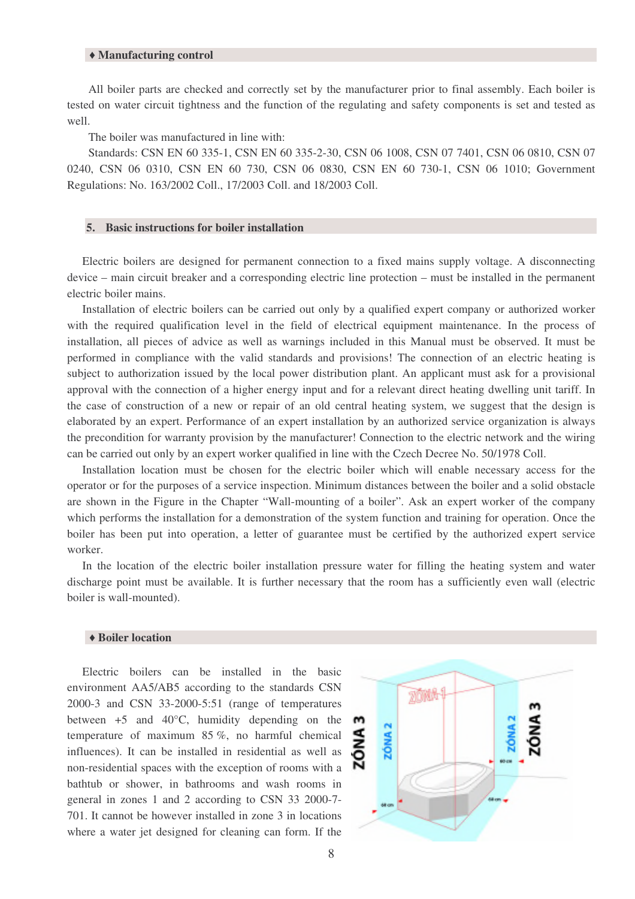### ♦ Manufacturing control

All boiler parts are checked and correctly set by the manufacturer prior to final assembly. Each boiler is tested on water circuit tightness and the function of the regulating and safety components is set and tested as well.

The boiler was manufactured in line with:

Standards: CSN EN 60 335-1, CSN EN 60 335-2-30, CSN 06 1008, CSN 07 7401, CSN 06 0810, CSN 07 0240, CSN 06 0310, CSN EN 60 730, CSN 06 0830, CSN EN 60 730-1, CSN 06 1010; Government Regulations: No. 163/2002 Coll., 17/2003 Coll. and 18/2003 Coll.

## 5. Basic instructions for boiler installation

Electric boilers are designed for permanent connection to a fixed mains supply voltage. A disconnecting device – main circuit breaker and a corresponding electric line protection – must be installed in the permanent electric boiler mains.

Installation of electric boilers can be carried out only by a qualified expert company or authorized worker with the required qualification level in the field of electrical equipment maintenance. In the process of installation, all pieces of advice as well as warnings included in this Manual must be observed. It must be performed in compliance with the valid standards and provisions! The connection of an electric heating is subject to authorization issued by the local power distribution plant. An applicant must ask for a provisional approval with the connection of a higher energy input and for a relevant direct heating dwelling unit tariff. In the case of construction of a new or repair of an old central heating system, we suggest that the design is elaborated by an expert. Performance of an expert installation by an authorized service organization is always the precondition for warranty provision by the manufacturer! Connection to the electric network and the wiring can be carried out only by an expert worker qualified in line with the Czech Decree No. 50/1978 Coll.

Installation location must be chosen for the electric boiler which will enable necessary access for the operator or for the purposes of a service inspection. Minimum distances between the boiler and a solid obstacle are shown in the Figure in the Chapter "Wall-mounting of a boiler". Ask an expert worker of the company which performs the installation for a demonstration of the system function and training for operation. Once the boiler has been put into operation, a letter of guarantee must be certified by the authorized expert service worker.

In the location of the electric boiler installation pressure water for filling the heating system and water discharge point must be available. It is further necessary that the room has a sufficiently even wall (electric boiler is wall-mounted).

### ♦ Boiler location

Electric boilers can be installed in the basic environment AA5/AB5 according to the standards CSN 2000-3 and CSN 33-2000-5:51 (range of temperatures between +5 and 40°C, humidity depending on the temperature of maximum 85 %, no harmful chemical influences). It can be installed in residential as well as non-residential spaces with the exception of rooms with a bathtub or shower, in bathrooms and wash rooms in general in zones 1 and 2 according to CSN 33 2000-7-701. It cannot be however installed in zone 3 in locations where a water jet designed for cleaning can form. If the

ZÓNA 1
ZÓNA 2
ZÓNA 3
ZÓNA 2
ZÓNA 3
60 cm
60 cm
60 cm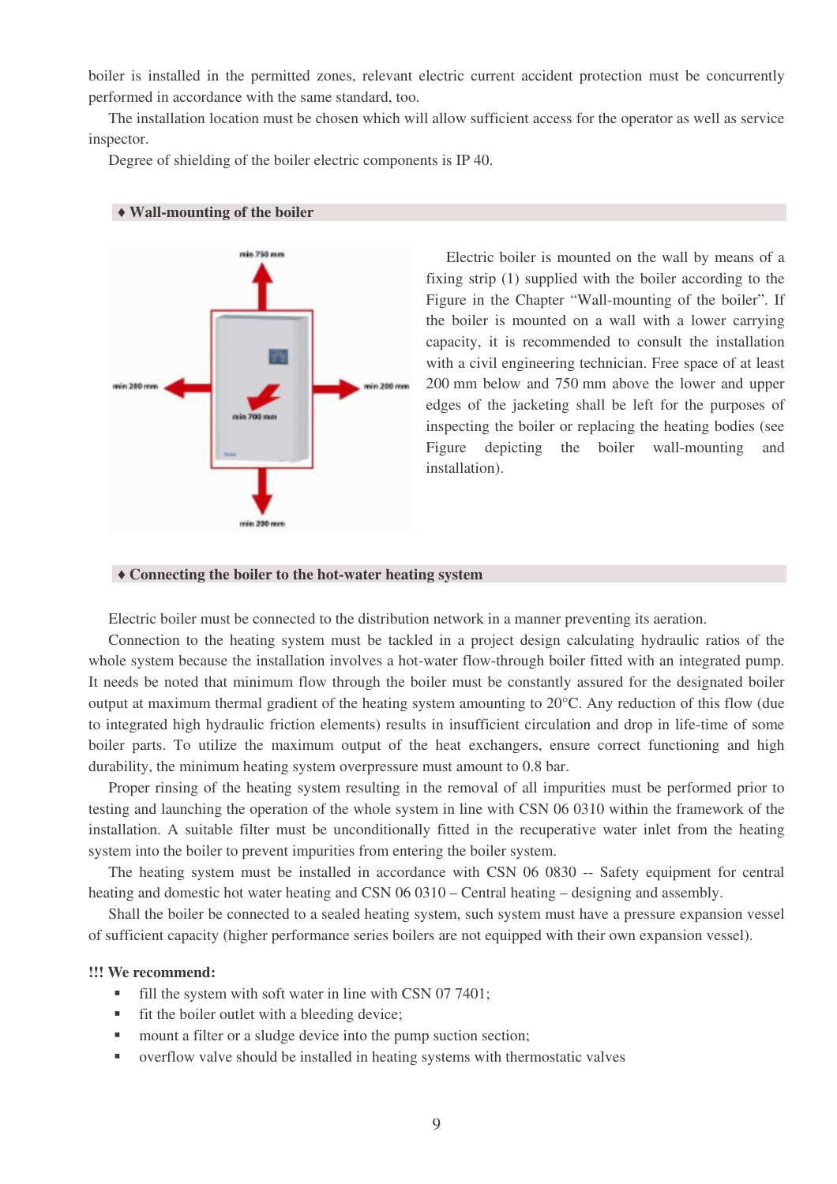boiler is installed in the permitted zones, relevant electric current accident protection must be concurrently performed in accordance with the same standard, too.

The installation location must be chosen which will allow sufficient access for the operator as well as service inspector.

Degree of shielding of the boiler electric components is IP 40.

## ♦ Wall-mounting of the boiler

min 750 mm

min 200 mm

min 200 mm

min 700 mm

min 200 mm

Electric boiler is mounted on the wall by means of a fixing strip (1) supplied with the boiler according to the Figure in the Chapter “Wall-mounting of the boiler”. If the boiler is mounted on a wall with a lower carrying capacity, it is recommended to consult the installation with a civil engineering technician. Free space of at least 200 mm below and 750 mm above the lower and upper edges of the jacketing shall be left for the purposes of inspecting the boiler or replacing the heating bodies (see Figure depicting the boiler wall-mounting and installation).

## ♦ Connecting the boiler to the hot-water heating system

Electric boiler must be connected to the distribution network in a manner preventing its aeration.

Connection to the heating system must be tackled in a project design calculating hydraulic ratios of the whole system because the installation involves a hot-water flow-through boiler fitted with an integrated pump. It needs be noted that minimum flow through the boiler must be constantly assured for the designated boiler output at maximum thermal gradient of the heating system amounting to 20°C. Any reduction of this flow (due to integrated high hydraulic friction elements) results in insufficient circulation and drop in life-time of some boiler parts. To utilize the maximum output of the heat exchangers, ensure correct functioning and high durability, the minimum heating system overpressure must amount to 0.8 bar.

Proper rinsing of the heating system resulting in the removal of all impurities must be performed prior to testing and launching the operation of the whole system in line with CSN 06 0310 within the framework of the installation. A suitable filter must be unconditionally fitted in the recuperative water inlet from the heating system into the boiler to prevent impurities from entering the boiler system.

The heating system must be installed in accordance with CSN 06 0830 -- Safety equipment for central heating and domestic hot water heating and CSN 06 0310 – Central heating – designing and assembly.

Shall the boiler be connected to a sealed heating system, such system must have a pressure expansion vessel of sufficient capacity (higher performance series boilers are not equipped with their own expansion vessel).

**!!! We recommend:**

- fill the system with soft water in line with CSN 07 7401;
- fit the boiler outlet with a bleeding device;
- mount a filter or a sludge device into the pump suction section;
- overflow valve should be installed in heating systems with thermostatic valves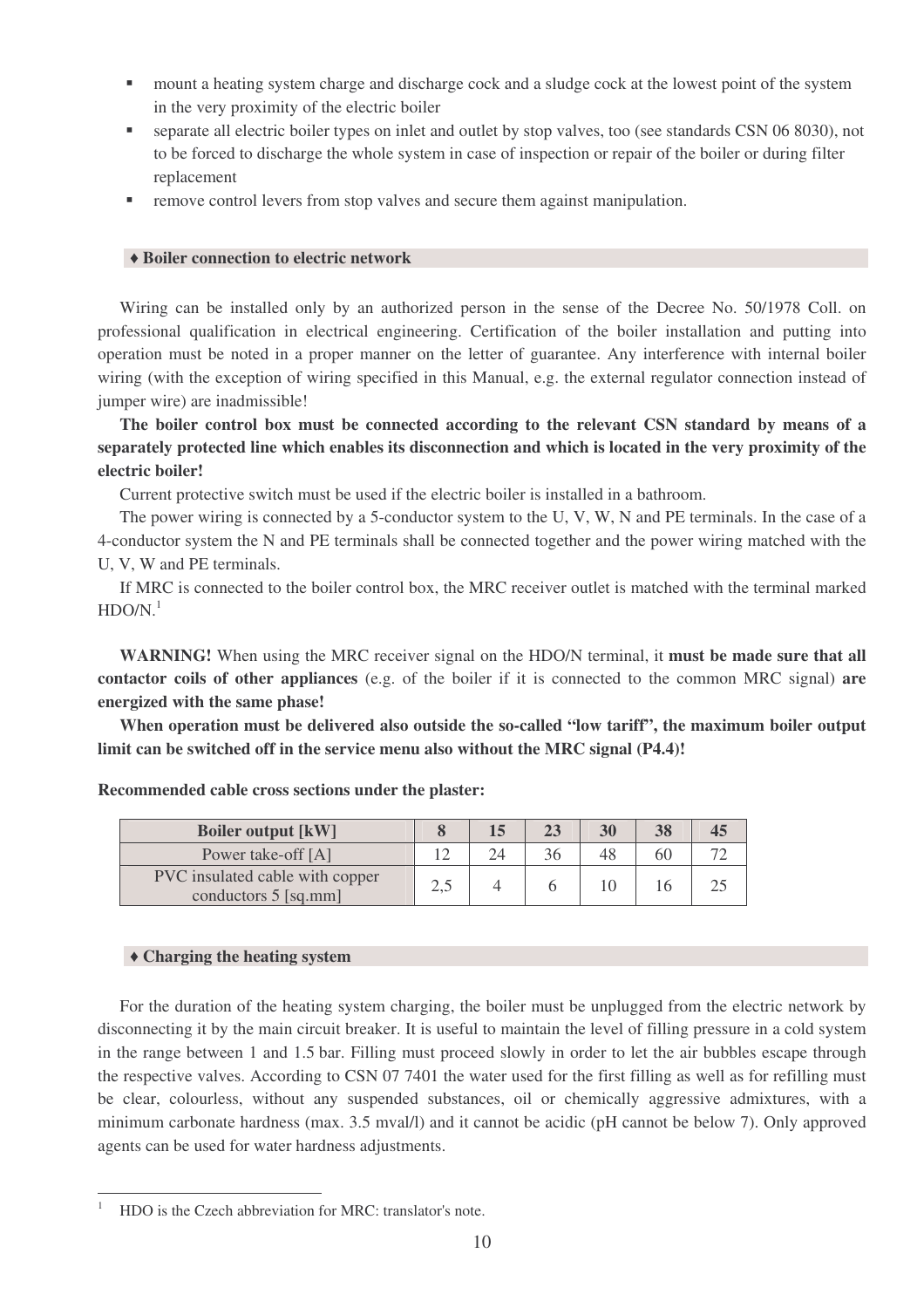- mount a heating system charge and discharge cock and a sludge cock at the lowest point of the system in the very proximity of the electric boiler
- separate all electric boiler types on inlet and outlet by stop valves, too (see standards CSN 06 8030), not to be forced to discharge the whole system in case of inspection or repair of the boiler or during filter replacement
- remove control levers from stop valves and secure them against manipulation.

### ♦ Boiler connection to electric network

Wiring can be installed only by an authorized person in the sense of the Decree No. 50/1978 Coll. on professional qualification in electrical engineering. Certification of the boiler installation and putting into operation must be noted in a proper manner on the letter of guarantee. Any interference with internal boiler wiring (with the exception of wiring specified in this Manual, e.g. the external regulator connection instead of jumper wire) are inadmissible!

**The boiler control box must be connected according to the relevant CSN standard by means of a separately protected line which enables its disconnection and which is located in the very proximity of the electric boiler!**

Current protective switch must be used if the electric boiler is installed in a bathroom.

The power wiring is connected by a 5-conductor system to the U, V, W, N and PE terminals. In the case of a 4-conductor system the N and PE terminals shall be connected together and the power wiring matched with the U, V, W and PE terminals.

If MRC is connected to the boiler control box, the MRC receiver outlet is matched with the terminal marked HDO/N.[1]

**WARNING!** When using the MRC receiver signal on the HDO/N terminal, it **must be made sure that all contactor coils of other appliances** (e.g. of the boiler if it is connected to the common MRC signal) **are energized with the same phase!**

**When operation must be delivered also outside the so-called “low tariff”, the maximum boiler output limit can be switched off in the service menu also without the MRC signal (P4.4)!**

**Recommended cable cross sections under the plaster:**

| Boiler output [kW] | 8 | 15 | 23 | 30 | 38 | 45 |
|---|---|---|---|---|---|---|
| Power take-off [A] | 12 | 24 | 36 | 48 | 60 | 72 |
| PVC insulated cable with copper conductors 5 [sq.mm] | 2,5 | 4 | 6 | 10 | 16 | 25 |

### ♦ Charging the heating system

For the duration of the heating system charging, the boiler must be unplugged from the electric network by disconnecting it by the main circuit breaker. It is useful to maintain the level of filling pressure in a cold system in the range between 1 and 1.5 bar. Filling must proceed slowly in order to let the air bubbles escape through the respective valves. According to CSN 07 7401 the water used for the first filling as well as for refilling must be clear, colourless, without any suspended substances, oil or chemically aggressive admixtures, with a minimum carbonate hardness (max. 3.5 mval/l) and it cannot be acidic (pH cannot be below 7). Only approved agents can be used for water hardness adjustments.

---

[1] HDO is the Czech abbreviation for MRC: translator's note.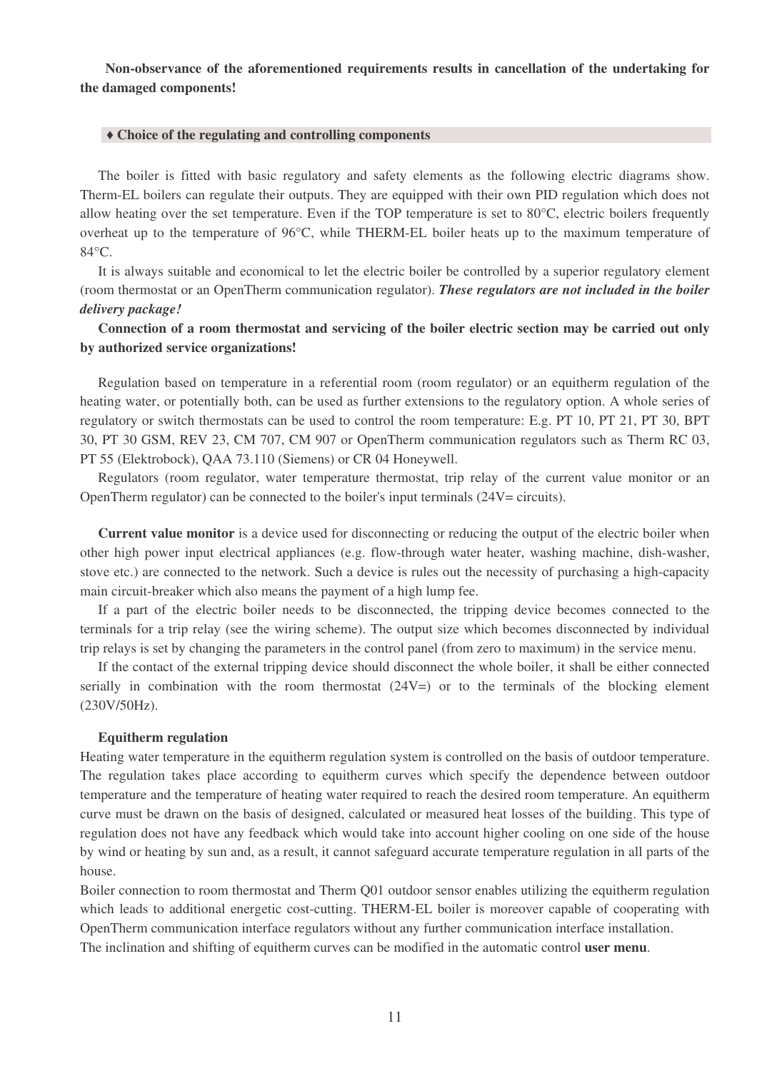**Non-observance of the aforementioned requirements results in cancellation of the undertaking for the damaged components!**

## ♦ Choice of the regulating and controlling components

The boiler is fitted with basic regulatory and safety elements as the following electric diagrams show. Therm-EL boilers can regulate their outputs. They are equipped with their own PID regulation which does not allow heating over the set temperature. Even if the TOP temperature is set to 80°C, electric boilers frequently overheat up to the temperature of 96°C, while THERM-EL boiler heats up to the maximum temperature of 84°C.

It is always suitable and economical to let the electric boiler be controlled by a superior regulatory element (room thermostat or an OpenTherm communication regulator). ***These regulators are not included in the boiler delivery package!***

**Connection of a room thermostat and servicing of the boiler electric section may be carried out only by authorized service organizations!**

Regulation based on temperature in a referential room (room regulator) or an equitherm regulation of the heating water, or potentially both, can be used as further extensions to the regulatory option. A whole series of regulatory or switch thermostats can be used to control the room temperature: E.g. PT 10, PT 21, PT 30, BPT 30, PT 30 GSM, REV 23, CM 707, CM 907 or OpenTherm communication regulators such as Therm RC 03, PT 55 (Elektrobock), QAA 73.110 (Siemens) or CR 04 Honeywell.

Regulators (room regulator, water temperature thermostat, trip relay of the current value monitor or an OpenTherm regulator) can be connected to the boiler's input terminals (24V= circuits).

**Current value monitor** is a device used for disconnecting or reducing the output of the electric boiler when other high power input electrical appliances (e.g. flow-through water heater, washing machine, dish-washer, stove etc.) are connected to the network. Such a device is rules out the necessity of purchasing a high-capacity main circuit-breaker which also means the payment of a high lump fee.

If a part of the electric boiler needs to be disconnected, the tripping device becomes connected to the terminals for a trip relay (see the wiring scheme). The output size which becomes disconnected by individual trip relays is set by changing the parameters in the control panel (from zero to maximum) in the service menu.

If the contact of the external tripping device should disconnect the whole boiler, it shall be either connected serially in combination with the room thermostat (24V=) or to the terminals of the blocking element (230V/50Hz).

### Equitherm regulation

Heating water temperature in the equitherm regulation system is controlled on the basis of outdoor temperature. The regulation takes place according to equitherm curves which specify the dependence between outdoor temperature and the temperature of heating water required to reach the desired room temperature. An equitherm curve must be drawn on the basis of designed, calculated or measured heat losses of the building. This type of regulation does not have any feedback which would take into account higher cooling on one side of the house by wind or heating by sun and, as a result, it cannot safeguard accurate temperature regulation in all parts of the house.

Boiler connection to room thermostat and Therm Q01 outdoor sensor enables utilizing the equitherm regulation which leads to additional energetic cost-cutting. THERM-EL boiler is moreover capable of cooperating with OpenTherm communication interface regulators without any further communication interface installation.

The inclination and shifting of equitherm curves can be modified in the automatic control **user menu**.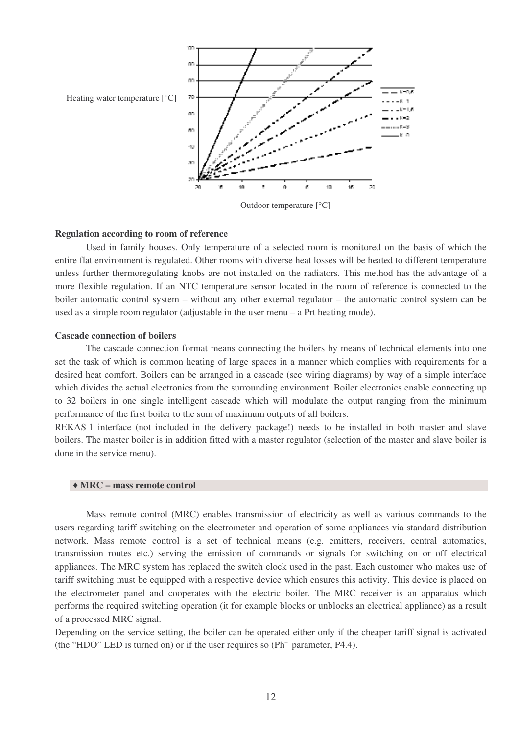Heating water temperature [°C]

Outdoor temperature [°C]

**Regulation according to room of reference**

Used in family houses. Only temperature of a selected room is monitored on the basis of which the entire flat environment is regulated. Other rooms with diverse heat losses will be heated to different temperature unless further thermoregulating knobs are not installed on the radiators. This method has the advantage of a more flexible regulation. If an NTC temperature sensor located in the room of reference is connected to the boiler automatic control system – without any other external regulator – the automatic control system can be used as a simple room regulator (adjustable in the user menu – a Prt heating mode).

**Cascade connection of boilers**

The cascade connection format means connecting the boilers by means of technical elements into one set the task of which is common heating of large spaces in a manner which complies with requirements for a desired heat comfort. Boilers can be arranged in a cascade (see wiring diagrams) by way of a simple interface which divides the actual electronics from the surrounding environment. Boiler electronics enable connecting up to 32 boilers in one single intelligent cascade which will modulate the output ranging from the minimum performance of the first boiler to the sum of maximum outputs of all boilers.
REKAS 1 interface (not included in the delivery package!) needs to be installed in both master and slave boilers. The master boiler is in addition fitted with a master regulator (selection of the master and slave boiler is done in the service menu).

### ♦ MRC – mass remote control

Mass remote control (MRC) enables transmission of electricity as well as various commands to the users regarding tariff switching on the electrometer and operation of some appliances via standard distribution network. Mass remote control is a set of technical means (e.g. emitters, receivers, central automatics, transmission routes etc.) serving the emission of commands or signals for switching on or off electrical appliances. The MRC system has replaced the switch clock used in the past. Each customer who makes use of tariff switching must be equipped with a respective device which ensures this activity. This device is placed on the electrometer panel and cooperates with the electric boiler. The MRC receiver is an apparatus which performs the required switching operation (it for example blocks or unblocks an electrical appliance) as a result of a processed MRC signal.
Depending on the service setting, the boiler can be operated either only if the cheaper tariff signal is activated (the "HDO" LED is turned on) or if the user requires so (Ph¯ parameter, P4.4).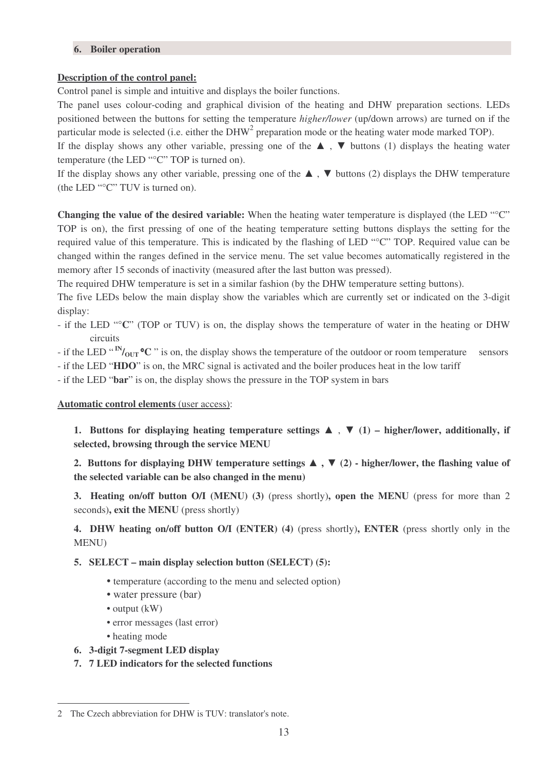## 6. Boiler operation

**Description of the control panel:**

Control panel is simple and intuitive and displays the boiler functions.

The panel uses colour-coding and graphical division of the heating and DHW preparation sections. LEDs positioned between the buttons for setting the temperature *higher/lower* (up/down arrows) are turned on if the particular mode is selected (i.e. either the DHW[2] preparation mode or the heating water mode marked TOP).

If the display shows any other variable, pressing one of the ▲ , ▼ buttons (1) displays the heating water temperature (the LED "°C" TOP is turned on).

If the display shows any other variable, pressing one of the ▲ , ▼ buttons (2) displays the DHW temperature (the LED "°C" TUV is turned on).

**Changing the value of the desired variable:** When the heating water temperature is displayed (the LED "°C" TOP is on), the first pressing of one of the heating temperature setting buttons displays the setting for the required value of this temperature. This is indicated by the flashing of LED "°C" TOP. Required value can be changed within the ranges defined in the service menu. The set value becomes automatically registered in the memory after 15 seconds of inactivity (measured after the last button was pressed).

The required DHW temperature is set in a similar fashion (by the DHW temperature setting buttons).

The five LEDs below the main display show the variables which are currently set or indicated on the 3-digit display:

- if the LED "°**C**" (TOP or TUV) is on, the display shows the temperature of water in the heating or DHW circuits
- if the LED " **$^{IN}/_{OUT}$ °C** " is on, the display shows the temperature of the outdoor or room temperature sensors
- if the LED "**HDO**" is on, the MRC signal is activated and the boiler produces heat in the low tariff
- if the LED "**bar**" is on, the display shows the pressure in the TOP system in bars

**Automatic control elements** (user access):

1. **Buttons for displaying heating temperature settings ▲ , ▼ (1) – higher/lower, additionally, if selected, browsing through the service MENU**
2. **Buttons for displaying DHW temperature settings ▲ , ▼ (2) - higher/lower, the flashing value of the selected variable can be also changed in the menu)**
3. **Heating on/off button O/I (MENU) (3)** (press shortly)**, open the MENU** (press for more than 2 seconds)**, exit the MENU** (press shortly)
4. **DHW heating on/off button O/I (ENTER) (4)** (press shortly)**, ENTER** (press shortly only in the MENU)
5. **SELECT – main display selection button (SELECT) (5):**
   - temperature (according to the menu and selected option)
   - water pressure (bar)
   - output (kW)
   - error messages (last error)
   - heating mode
6. **3-digit 7-segment LED display**
7. **7 LED indicators for the selected functions**

---

2 The Czech abbreviation for DHW is TUV: translator's note.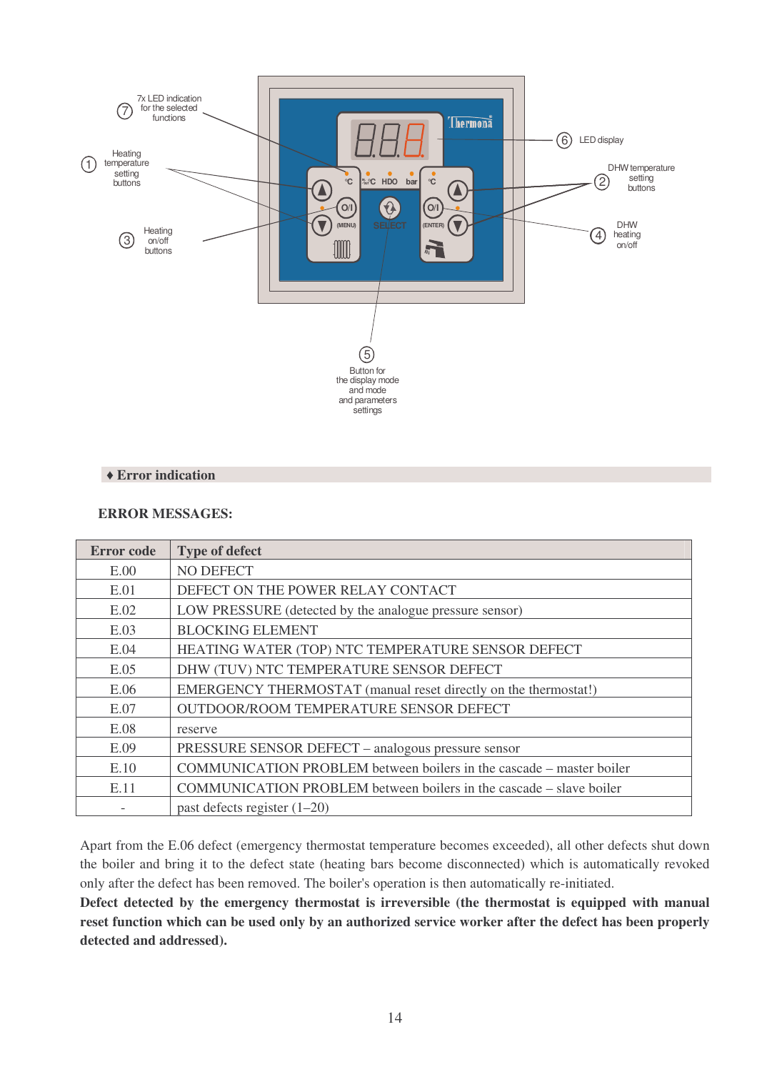7x LED indication for the selected functions

Heating temperature setting buttons

Heating on/off buttons

LED display

DHW temperature setting buttons

DHW heating on/off

Button for the display mode and mode and parameters settings

♦ **Error indication**

**ERROR MESSAGES:**

| Error code | Type of defect |
|---|---|
| E.00 | NO DEFECT |
| E.01 | DEFECT ON THE POWER RELAY CONTACT |
| E.02 | LOW PRESSURE (detected by the analogue pressure sensor) |
| E.03 | BLOCKING ELEMENT |
| E.04 | HEATING WATER (TOP) NTC TEMPERATURE SENSOR DEFECT |
| E.05 | DHW (TUV) NTC TEMPERATURE SENSOR DEFECT |
| E.06 | EMERGENCY THERMOSTAT (manual reset directly on the thermostat!) |
| E.07 | OUTDOOR/ROOM TEMPERATURE SENSOR DEFECT |
| E.08 | reserve |
| E.09 | PRESSURE SENSOR DEFECT – analogous pressure sensor |
| E.10 | COMMUNICATION PROBLEM between boilers in the cascade – master boiler |
| E.11 | COMMUNICATION PROBLEM between boilers in the cascade – slave boiler |
| - | past defects register (1–20) |

Apart from the E.06 defect (emergency thermostat temperature becomes exceeded), all other defects shut down the boiler and bring it to the defect state (heating bars become disconnected) which is automatically revoked only after the defect has been removed. The boiler's operation is then automatically re-initiated.

**Defect detected by the emergency thermostat is irreversible (the thermostat is equipped with manual reset function which can be used only by an authorized service worker after the defect has been properly detected and addressed).**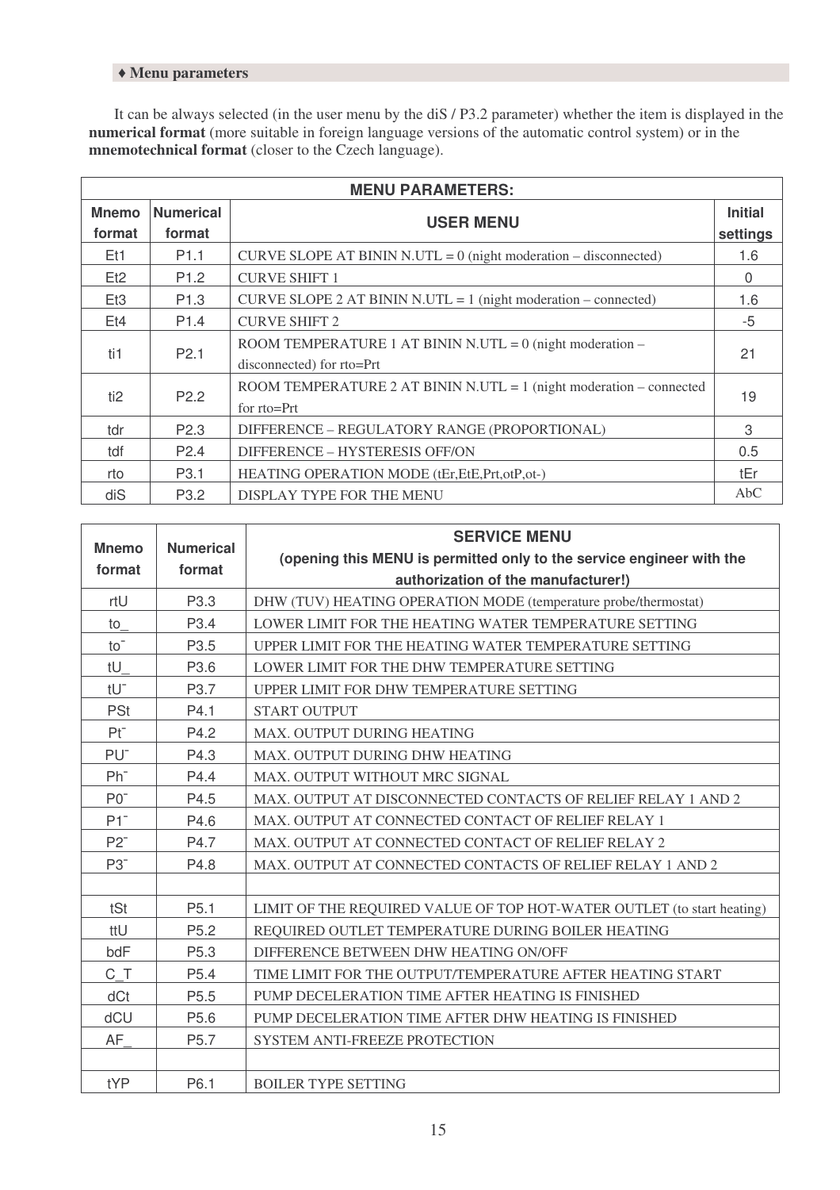♦ **Menu parameters**

It can be always selected (in the user menu by the diS / P3.2 parameter) whether the item is displayed in the **numerical format** (more suitable in foreign language versions of the automatic control system) or in the **mnemotechnical format** (closer to the Czech language).

| MENU PARAMETERS: | | | |
|---|---|---|---|
| **Mnemo format** | **Numerical format** | **USER MENU** | **Initial settings** |
| Et1 | P1.1 | CURVE SLOPE AT BININ N.UTL = 0 (night moderation – disconnected) | 1.6 |
| Et2 | P1.2 | CURVE SHIFT 1 | 0 |
| Et3 | P1.3 | CURVE SLOPE 2 AT BININ N.UTL = 1 (night moderation – connected) | 1.6 |
| Et4 | P1.4 | CURVE SHIFT 2 | -5 |
| ti1 | P2.1 | ROOM TEMPERATURE 1 AT BININ N.UTL = 0 (night moderation – disconnected) for rto=Prt | 21 |
| ti2 | P2.2 | ROOM TEMPERATURE 2 AT BININ N.UTL = 1 (night moderation – connected for rto=Prt | 19 |
| tdr | P2.3 | DIFFERENCE – REGULATORY RANGE (PROPORTIONAL) | 3 |
| tdf | P2.4 | DIFFERENCE – HYSTERESIS OFF/ON | 0.5 |
| rto | P3.1 | HEATING OPERATION MODE (tEr,EtE,Prt,otP,ot-) | tEr |
| diS | P3.2 | DISPLAY TYPE FOR THE MENU | AbC |

| Mnemo format | Numerical format | SERVICE MENU (opening this MENU is permitted only to the service engineer with the authorization of the manufacturer!) |
|---|---|---|
| rtU | P3.3 | DHW (TUV) HEATING OPERATION MODE (temperature probe/thermostat) |
| to_ | P3.4 | LOWER LIMIT FOR THE HEATING WATER TEMPERATURE SETTING |
| to¯ | P3.5 | UPPER LIMIT FOR THE HEATING WATER TEMPERATURE SETTING |
| tU_ | P3.6 | LOWER LIMIT FOR THE DHW TEMPERATURE SETTING |
| tU¯ | P3.7 | UPPER LIMIT FOR DHW TEMPERATURE SETTING |
| PSt | P4.1 | START OUTPUT |
| Pt¯ | P4.2 | MAX. OUTPUT DURING HEATING |
| PU¯ | P4.3 | MAX. OUTPUT DURING DHW HEATING |
| Ph¯ | P4.4 | MAX. OUTPUT WITHOUT MRC SIGNAL |
| P0¯ | P4.5 | MAX. OUTPUT AT DISCONNECTED CONTACTS OF RELIEF RELAY 1 AND 2 |
| P1¯ | P4.6 | MAX. OUTPUT AT CONNECTED CONTACT OF RELIEF RELAY 1 |
| P2¯ | P4.7 | MAX. OUTPUT AT CONNECTED CONTACT OF RELIEF RELAY 2 |
| P3¯ | P4.8 | MAX. OUTPUT AT CONNECTED CONTACTS OF RELIEF RELAY 1 AND 2 |
| | | |
| tSt | P5.1 | LIMIT OF THE REQUIRED VALUE OF TOP HOT-WATER OUTLET (to start heating) |
| ttU | P5.2 | REQUIRED OUTLET TEMPERATURE DURING BOILER HEATING |
| bdF | P5.3 | DIFFERENCE BETWEEN DHW HEATING ON/OFF |
| C_T | P5.4 | TIME LIMIT FOR THE OUTPUT/TEMPERATURE AFTER HEATING START |
| dCt | P5.5 | PUMP DECELERATION TIME AFTER HEATING IS FINISHED |
| dCU | P5.6 | PUMP DECELERATION TIME AFTER DHW HEATING IS FINISHED |
| AF_ | P5.7 | SYSTEM ANTI-FREEZE PROTECTION |
| | | |
| tYP | P6.1 | BOILER TYPE SETTING |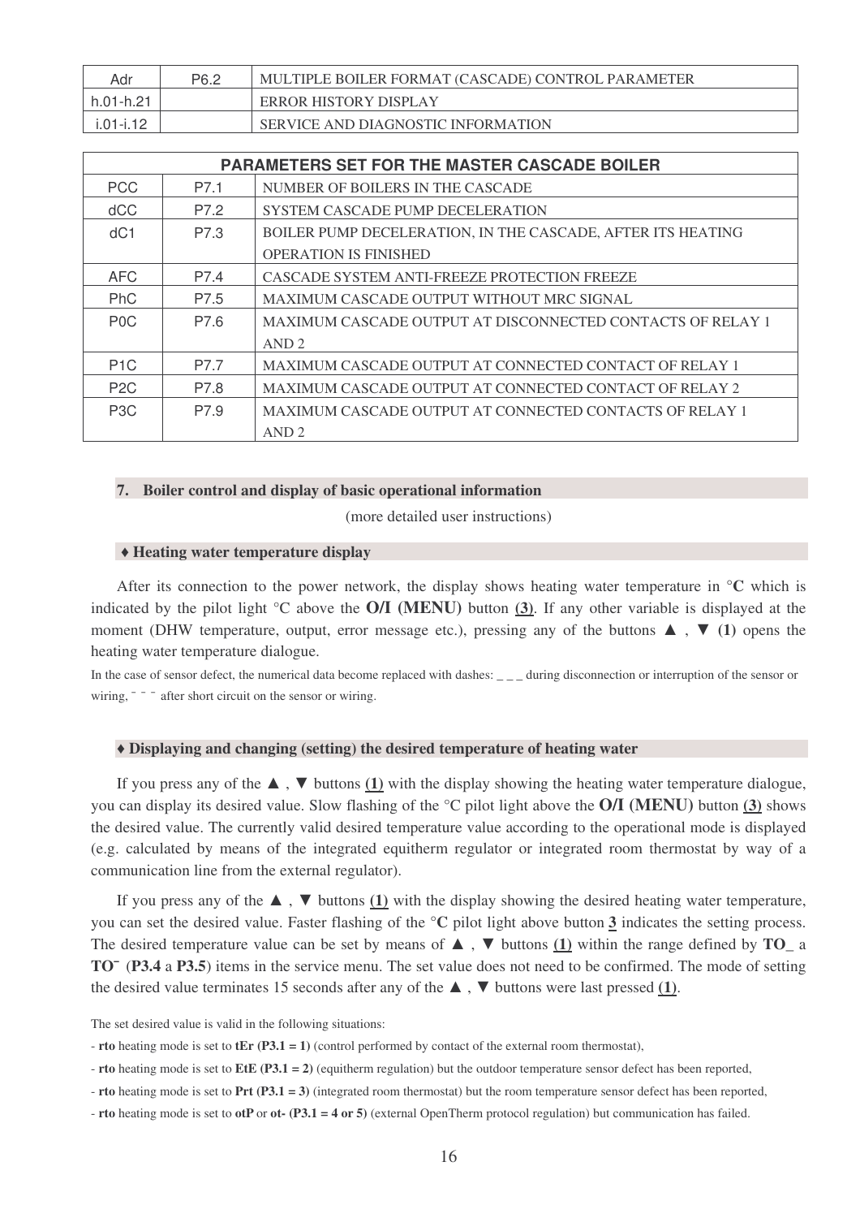| Adr | P6.2 | MULTIPLE BOILER FORMAT (CASCADE) CONTROL PARAMETER |
|---|---|---|
| h.01-h.21 | | ERROR HISTORY DISPLAY |
| i.01-i.12 | | SERVICE AND DIAGNOSTIC INFORMATION |

| PARAMETERS SET FOR THE MASTER CASCADE BOILER | | |
|---|---|---|
| PCC | P7.1 | NUMBER OF BOILERS IN THE CASCADE |
| dCC | P7.2 | SYSTEM CASCADE PUMP DECELERATION |
| dC1 | P7.3 | BOILER PUMP DECELERATION, IN THE CASCADE, AFTER ITS HEATING OPERATION IS FINISHED |
| AFC | P7.4 | CASCADE SYSTEM ANTI-FREEZE PROTECTION FREEZE |
| PhC | P7.5 | MAXIMUM CASCADE OUTPUT WITHOUT MRC SIGNAL |
| P0C | P7.6 | MAXIMUM CASCADE OUTPUT AT DISCONNECTED CONTACTS OF RELAY 1 AND 2 |
| P1C | P7.7 | MAXIMUM CASCADE OUTPUT AT CONNECTED CONTACT OF RELAY 1 |
| P2C | P7.8 | MAXIMUM CASCADE OUTPUT AT CONNECTED CONTACT OF RELAY 2 |
| P3C | P7.9 | MAXIMUM CASCADE OUTPUT AT CONNECTED CONTACTS OF RELAY 1 AND 2 |

## 7. Boiler control and display of basic operational information

(more detailed user instructions)

### ♦ Heating water temperature display

After its connection to the power network, the display shows heating water temperature in °**C** which is indicated by the pilot light °C above the **O/I (MENU)** button **(3)**. If any other variable is displayed at the moment (DHW temperature, output, error message etc.), pressing any of the buttons ▲ , ▼ **(1)** opens the heating water temperature dialogue.

In the case of sensor defect, the numerical data become replaced with dashes: _ _ _ during disconnection or interruption of the sensor or wiring, ¯ ¯ ¯ after short circuit on the sensor or wiring.

### ♦ Displaying and changing (setting) the desired temperature of heating water

If you press any of the ▲ , ▼ buttons **(1)** with the display showing the heating water temperature dialogue, you can display its desired value. Slow flashing of the °C pilot light above the **O/I (MENU)** button **(3)** shows the desired value. The currently valid desired temperature value according to the operational mode is displayed (e.g. calculated by means of the integrated equitherm regulator or integrated room thermostat by way of a communication line from the external regulator).

If you press any of the ▲ , ▼ buttons **(1)** with the display showing the desired heating water temperature, you can set the desired value. Faster flashing of the °**C** pilot light above button **3** indicates the setting process. The desired temperature value can be set by means of ▲ , ▼ buttons **(1)** within the range defined by **TO_** a **TO¯** (**P3.4** a **P3.5**) items in the service menu. The set value does not need to be confirmed. The mode of setting the desired value terminates 15 seconds after any of the ▲ , ▼ buttons were last pressed **(1)**.

The set desired value is valid in the following situations:

- **rto** heating mode is set to **tEr (P3.1 = 1)** (control performed by contact of the external room thermostat),
- **rto** heating mode is set to **EtE (P3.1 = 2)** (equitherm regulation) but the outdoor temperature sensor defect has been reported,
- **rto** heating mode is set to **Prt (P3.1 = 3)** (integrated room thermostat) but the room temperature sensor defect has been reported,
- **rto** heating mode is set to **otP** or **ot- (P3.1 = 4 or 5)** (external OpenTherm protocol regulation) but communication has failed.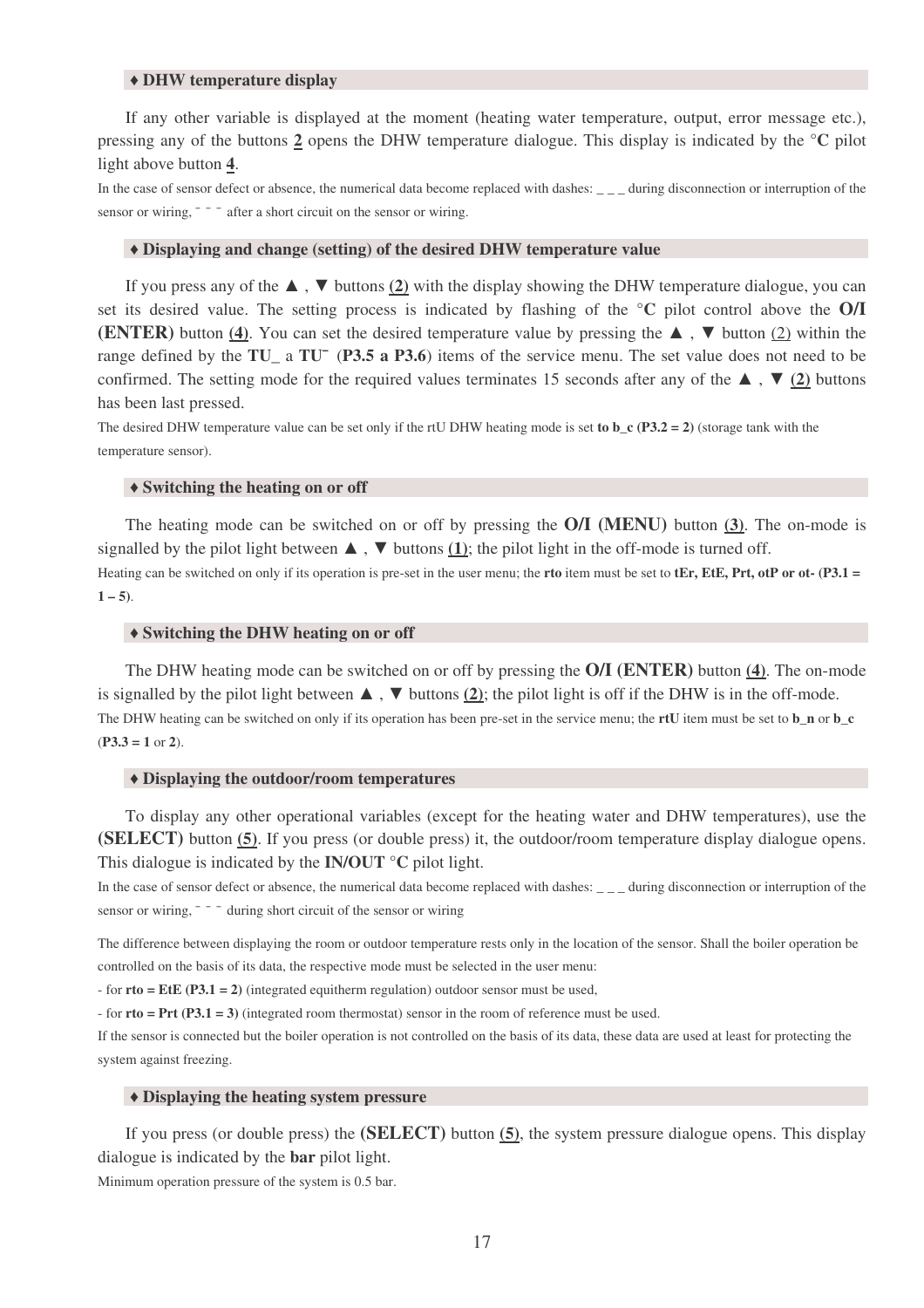### ♦ DHW temperature display

If any other variable is displayed at the moment (heating water temperature, output, error message etc.), pressing any of the buttons **2** opens the DHW temperature dialogue. This display is indicated by the °**C** pilot light above button **4**.

In the case of sensor defect or absence, the numerical data become replaced with dashes: _ _ _ during disconnection or interruption of the sensor or wiring, ¯ ¯ ¯ after a short circuit on the sensor or wiring.

### ♦ Displaying and change (setting) of the desired DHW temperature value

If you press any of the ▲ , ▼ buttons **(2)** with the display showing the DHW temperature dialogue, you can set its desired value. The setting process is indicated by flashing of the °**C** pilot control above the **O/I (ENTER)** button **(4)**. You can set the desired temperature value by pressing the ▲ , ▼ button (2) within the range defined by the **TU_** a **TU¯** (**P3.5 a P3.6**) items of the service menu. The set value does not need to be confirmed. The setting mode for the required values terminates 15 seconds after any of the ▲ , ▼ **(2)** buttons has been last pressed.

The desired DHW temperature value can be set only if the rtU DHW heating mode is set **to b_c (P3.2 = 2)** (storage tank with the temperature sensor).

### ♦ Switching the heating on or off

The heating mode can be switched on or off by pressing the **O/I (MENU)** button **(3)**. The on-mode is signalled by the pilot light between ▲ , ▼ buttons **(1)**; the pilot light in the off-mode is turned off.

Heating can be switched on only if its operation is pre-set in the user menu; the **rto** item must be set to **tEr, EtE, Prt, otP or ot- (P3.1 = 1 – 5)**.

### ♦ Switching the DHW heating on or off

The DHW heating mode can be switched on or off by pressing the **O/I (ENTER)** button **(4)**. The on-mode is signalled by the pilot light between ▲ , ▼ buttons **(2)**; the pilot light is off if the DHW is in the off-mode.

The DHW heating can be switched on only if its operation has been pre-set in the service menu; the **rtU** item must be set to **b_n** or **b_c** (**P3.3 = 1** or **2**).

### ♦ Displaying the outdoor/room temperatures

To display any other operational variables (except for the heating water and DHW temperatures), use the **(SELECT)** button **(5)**. If you press (or double press) it, the outdoor/room temperature display dialogue opens. This dialogue is indicated by the **IN/OUT °C** pilot light.

In the case of sensor defect or absence, the numerical data become replaced with dashes: _ _ _ during disconnection or interruption of the sensor or wiring, ¯ ¯ ¯ during short circuit of the sensor or wiring

The difference between displaying the room or outdoor temperature rests only in the location of the sensor. Shall the boiler operation be controlled on the basis of its data, the respective mode must be selected in the user menu:

- for **rto = EtE (P3.1 = 2)** (integrated equitherm regulation) outdoor sensor must be used,
- for **rto = Prt (P3.1 = 3)** (integrated room thermostat) sensor in the room of reference must be used.

If the sensor is connected but the boiler operation is not controlled on the basis of its data, these data are used at least for protecting the system against freezing.

### ♦ Displaying the heating system pressure

If you press (or double press) the **(SELECT)** button **(5)**, the system pressure dialogue opens. This display dialogue is indicated by the **bar** pilot light.

Minimum operation pressure of the system is 0.5 bar.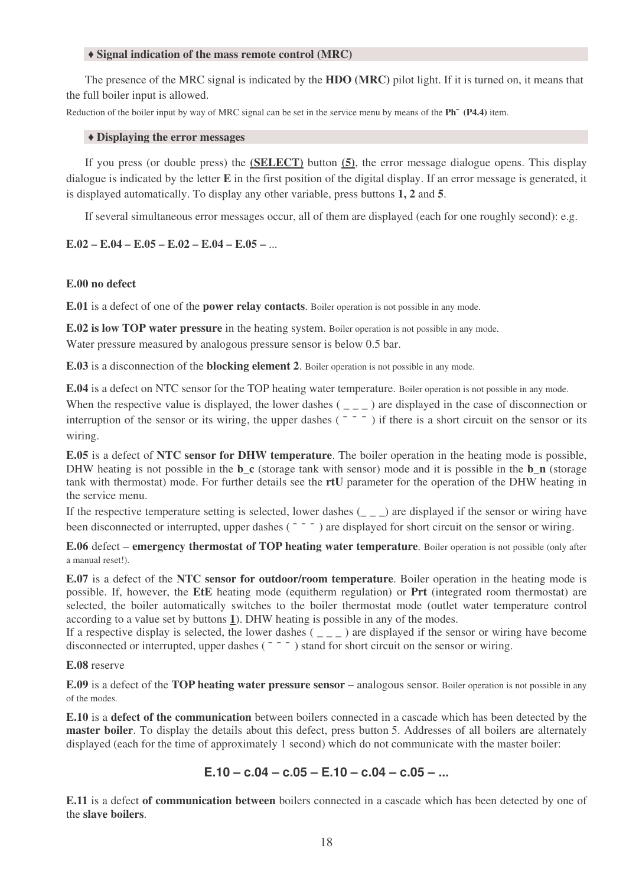### ♦ Signal indication of the mass remote control (MRC)

The presence of the MRC signal is indicated by the **HDO (MRC)** pilot light. If it is turned on, it means that the full boiler input is allowed.

Reduction of the boiler input by way of MRC signal can be set in the service menu by means of the **Ph¯ (P4.4)** item.

### ♦ Displaying the error messages

If you press (or double press) the **(SELECT)** button **(5)**, the error message dialogue opens. This display dialogue is indicated by the letter **E** in the first position of the digital display. If an error message is generated, it is displayed automatically. To display any other variable, press buttons **1, 2** and **5**.

If several simultaneous error messages occur, all of them are displayed (each for one roughly second): e.g.

**E.02 – E.04 – E.05 – E.02 – E.04 – E.05 –** ...

**E.00 no defect**

**E.01** is a defect of one of the **power relay contacts**. Boiler operation is not possible in any mode.

**E.02 is low TOP water pressure** in the heating system. Boiler operation is not possible in any mode.
Water pressure measured by analogous pressure sensor is below 0.5 bar.

**E.03** is a disconnection of the **blocking element 2**. Boiler operation is not possible in any mode.

**E.04** is a defect on NTC sensor for the TOP heating water temperature. Boiler operation is not possible in any mode.
When the respective value is displayed, the lower dashes ( _ _ _ ) are displayed in the case of disconnection or interruption of the sensor or its wiring, the upper dashes ( ¯ ¯ ¯ ) if there is a short circuit on the sensor or its wiring.

**E.05** is a defect of **NTC sensor for DHW temperature**. The boiler operation in the heating mode is possible, DHW heating is not possible in the **b_c** (storage tank with sensor) mode and it is possible in the **b_n** (storage tank with thermostat) mode. For further details see the **rtU** parameter for the operation of the DHW heating in the service menu.
If the respective temperature setting is selected, lower dashes (_ _ _) are displayed if the sensor or wiring have been disconnected or interrupted, upper dashes ( ¯ ¯ ¯ ) are displayed for short circuit on the sensor or wiring.

**E.06** defect – **emergency thermostat of TOP heating water temperature**. Boiler operation is not possible (only after a manual reset!).

**E.07** is a defect of the **NTC sensor for outdoor/room temperature**. Boiler operation in the heating mode is possible. If, however, the **EtE** heating mode (equitherm regulation) or **Prt** (integrated room thermostat) are selected, the boiler automatically switches to the boiler thermostat mode (outlet water temperature control according to a value set by buttons **1**). DHW heating is possible in any of the modes.
If a respective display is selected, the lower dashes ( _ _ _ ) are displayed if the sensor or wiring have become disconnected or interrupted, upper dashes ( ¯ ¯ ¯ ) stand for short circuit on the sensor or wiring.

**E.08** reserve

**E.09** is a defect of the **TOP heating water pressure sensor** – analogous sensor. Boiler operation is not possible in any of the modes.

**E.10** is a **defect of the communication** between boilers connected in a cascade which has been detected by the **master boiler**. To display the details about this defect, press button 5. Addresses of all boilers are alternately displayed (each for the time of approximately 1 second) which do not communicate with the master boiler:

**E.10 – c.04 – c.05 – E.10 – c.04 – c.05 – ...**

**E.11** is a defect **of communication between** boilers connected in a cascade which has been detected by one of the **slave boilers**.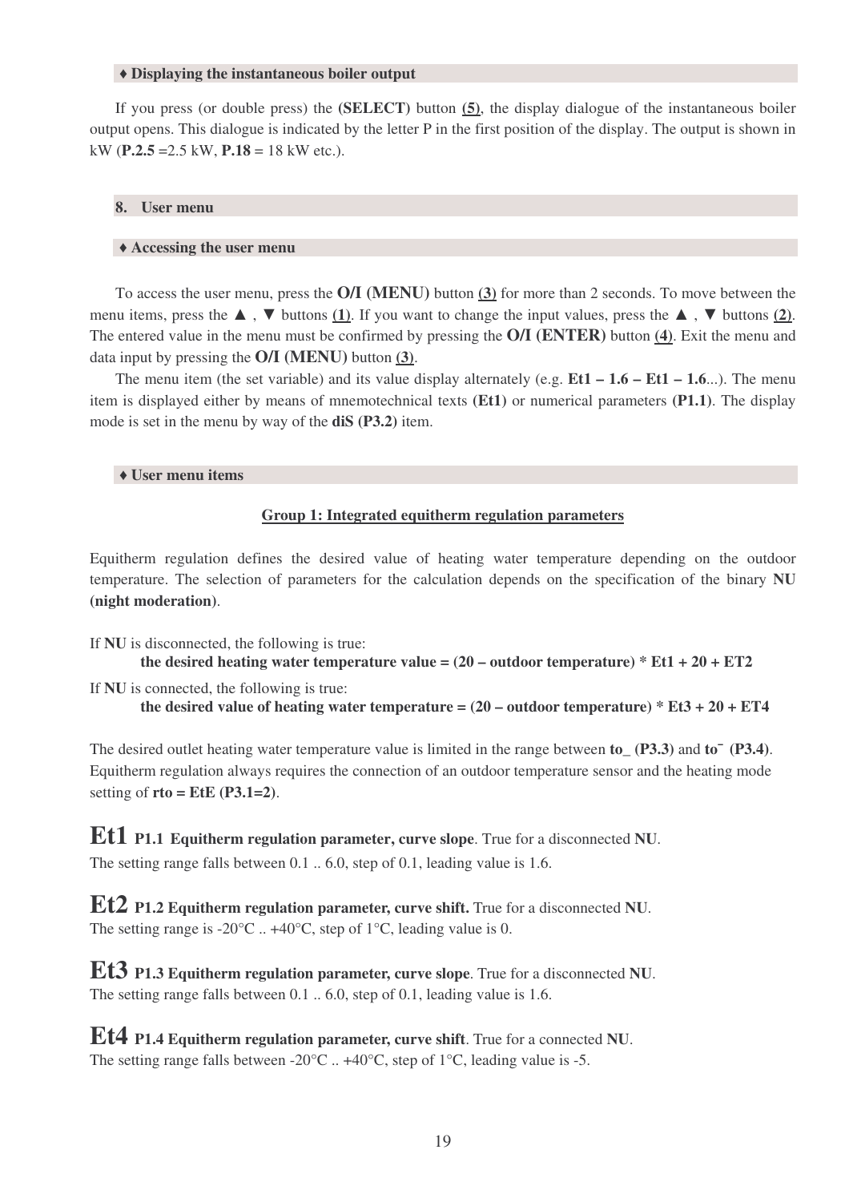### ♦ Displaying the instantaneous boiler output

If you press (or double press) the **(SELECT)** button **(5)**, the display dialogue of the instantaneous boiler output opens. This dialogue is indicated by the letter P in the first position of the display. The output is shown in kW (**P.2.5** =2.5 kW, **P.18** = 18 kW etc.).

## 8. User menu

### ♦ Accessing the user menu

To access the user menu, press the **O/I (MENU)** button **(3)** for more than 2 seconds. To move between the menu items, press the ▲ , ▼ buttons **(1)**. If you want to change the input values, press the ▲ , ▼ buttons **(2)**. The entered value in the menu must be confirmed by pressing the **O/I (ENTER)** button **(4)**. Exit the menu and data input by pressing the **O/I (MENU)** button **(3)**.

The menu item (the set variable) and its value display alternately (e.g. **Et1 – 1.6 – Et1 – 1.6**...). The menu item is displayed either by means of mnemotechnical texts **(Et1)** or numerical parameters (**P1.1**). The display mode is set in the menu by way of the **diS (P3.2)** item.

### ♦ User menu items

**Group 1: Integrated equitherm regulation parameters**

Equitherm regulation defines the desired value of heating water temperature depending on the outdoor temperature. The selection of parameters for the calculation depends on the specification of the binary **NU (night moderation)**.

If **NU** is disconnected, the following is true:

**the desired heating water temperature value = (20 – outdoor temperature) * Et1 + 20 + ET2**

If **NU** is connected, the following is true:

**the desired value of heating water temperature = (20 – outdoor temperature) * Et3 + 20 + ET4**

The desired outlet heating water temperature value is limited in the range between **to_ (P3.3)** and **to¯ (P3.4)**. Equitherm regulation always requires the connection of an outdoor temperature sensor and the heating mode setting of **rto = EtE (P3.1=2)**.

**Et1** **P1.1 Equitherm regulation parameter, curve slope**. True for a disconnected **NU**.
The setting range falls between 0.1 .. 6.0, step of 0.1, leading value is 1.6.

**Et2** **P1.2 Equitherm regulation parameter, curve shift.** True for a disconnected **NU**.
The setting range is -20°C .. +40°C, step of 1°C, leading value is 0.

**Et3** **P1.3 Equitherm regulation parameter, curve slope**. True for a disconnected **NU**.
The setting range falls between 0.1 .. 6.0, step of 0.1, leading value is 1.6.

**Et4** **P1.4 Equitherm regulation parameter, curve shift**. True for a connected **NU**.
The setting range falls between -20°C .. +40°C, step of 1°C, leading value is -5.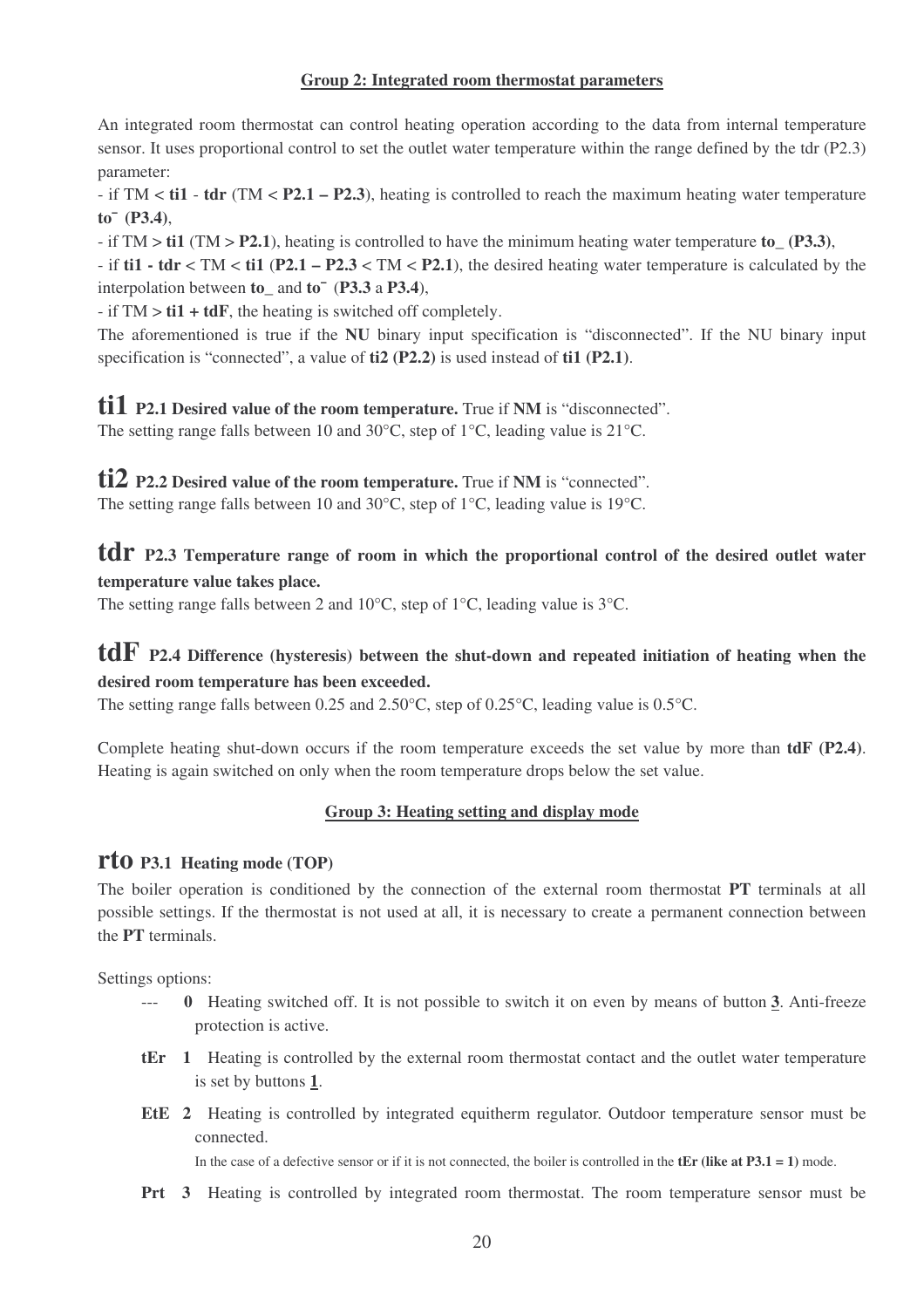**Group 2: Integrated room thermostat parameters**

An integrated room thermostat can control heating operation according to the data from internal temperature sensor. It uses proportional control to set the outlet water temperature within the range defined by the tdr (P2.3) parameter:

- if TM **<** **ti1** - **tdr** (TM **< P2.1 – P2.3**), heating is controlled to reach the maximum heating water temperature **to¯ (P3.4)**,
- if TM **> ti1** (TM **> P2.1**), heating is controlled to have the minimum heating water temperature **to_ (P3.3)**,
- if **ti1 - tdr <** TM **< ti1** (**P2.1 – P2.3 <** TM **< P2.1**), the desired heating water temperature is calculated by the interpolation between **to_** and **to¯** (**P3.3** a **P3.4**),
- if TM **> ti1 + tdF**, the heating is switched off completely.

The aforementioned is true if the **NU** binary input specification is "disconnected". If the NU binary input specification is "connected", a value of **ti2 (P2.2)** is used instead of **ti1 (P2.1)**.

## ti1 P2.1 Desired value of the room temperature.

True if **NM** is "disconnected".
The setting range falls between 10 and 30°C, step of 1°C, leading value is 21°C.

## ti2 P2.2 Desired value of the room temperature.

True if **NM** is "connected".
The setting range falls between 10 and 30°C, step of 1°C, leading value is 19°C.

## tdr P2.3 Temperature range of room in which the proportional control of the desired outlet water temperature value takes place.

The setting range falls between 2 and 10°C, step of 1°C, leading value is 3°C.

## tdF P2.4 Difference (hysteresis) between the shut-down and repeated initiation of heating when the desired room temperature has been exceeded.

The setting range falls between 0.25 and 2.50°C, step of 0.25°C, leading value is 0.5°C.

Complete heating shut-down occurs if the room temperature exceeds the set value by more than **tdF (P2.4)**. Heating is again switched on only when the room temperature drops below the set value.

**Group 3: Heating setting and display mode**

## rto P3.1 Heating mode (TOP)

The boiler operation is conditioned by the connection of the external room thermostat **PT** terminals at all possible settings. If the thermostat is not used at all, it is necessary to create a permanent connection between the **PT** terminals.

Settings options:

- --- **0** Heating switched off. It is not possible to switch it on even by means of button **3**. Anti-freeze protection is active.
- **tEr 1** Heating is controlled by the external room thermostat contact and the outlet water temperature is set by buttons **1**.
- **EtE 2** Heating is controlled by integrated equitherm regulator. Outdoor temperature sensor must be connected.
  In the case of a defective sensor or if it is not connected, the boiler is controlled in the **tEr (like at P3.1 = 1)** mode.
- **Prt 3** Heating is controlled by integrated room thermostat. The room temperature sensor must be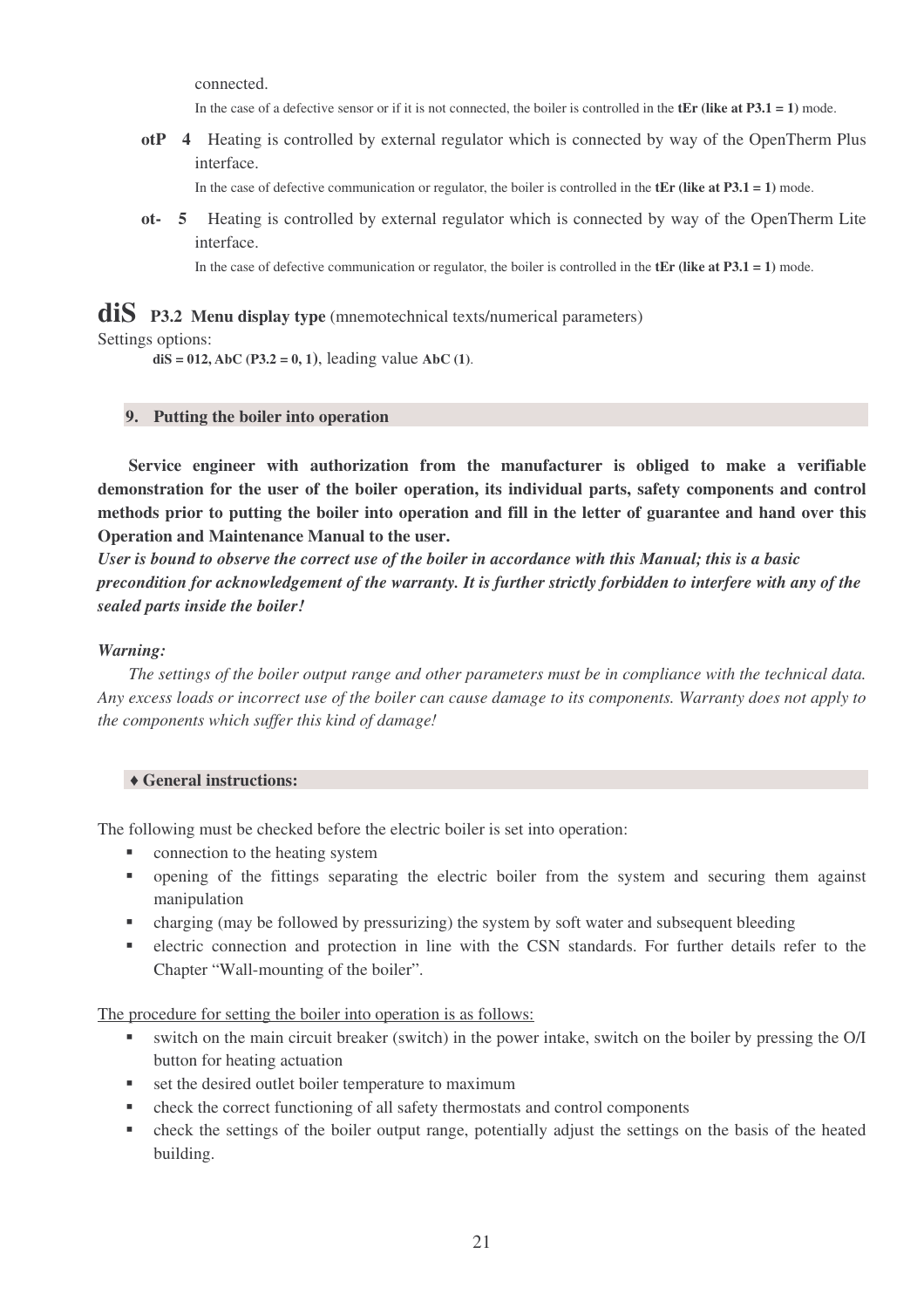connected.

In the case of a defective sensor or if it is not connected, the boiler is controlled in the **tEr (like at P3.1 = 1)** mode.

**otP 4** Heating is controlled by external regulator which is connected by way of the OpenTherm Plus interface.

In the case of defective communication or regulator, the boiler is controlled in the **tEr (like at P3.1 = 1)** mode.

**ot- 5** Heating is controlled by external regulator which is connected by way of the OpenTherm Lite interface.

In the case of defective communication or regulator, the boiler is controlled in the **tEr (like at P3.1 = 1)** mode.

**diS P3.2 Menu display type** (mnemotechnical texts/numerical parameters)

Settings options:

**diS = 012, AbC (P3.2 = 0, 1)**, leading value **AbC (1)**.

## 9. Putting the boiler into operation

**Service engineer with authorization from the manufacturer is obliged to make a verifiable demonstration for the user of the boiler operation, its individual parts, safety components and control methods prior to putting the boiler into operation and fill in the letter of guarantee and hand over this Operation and Maintenance Manual to the user.**

***User is bound to observe the correct use of the boiler in accordance with this Manual; this is a basic precondition for acknowledgement of the warranty. It is further strictly forbidden to interfere with any of the sealed parts inside the boiler!***

***Warning:***

*The settings of the boiler output range and other parameters must be in compliance with the technical data. Any excess loads or incorrect use of the boiler can cause damage to its components. Warranty does not apply to the components which suffer this kind of damage!*

### ♦ General instructions:

The following must be checked before the electric boiler is set into operation:

- connection to the heating system
- opening of the fittings separating the electric boiler from the system and securing them against manipulation
- charging (may be followed by pressurizing) the system by soft water and subsequent bleeding
- electric connection and protection in line with the CSN standards. For further details refer to the Chapter "Wall-mounting of the boiler".

The procedure for setting the boiler into operation is as follows:

- switch on the main circuit breaker (switch) in the power intake, switch on the boiler by pressing the O/I button for heating actuation
- set the desired outlet boiler temperature to maximum
- check the correct functioning of all safety thermostats and control components
- check the settings of the boiler output range, potentially adjust the settings on the basis of the heated building.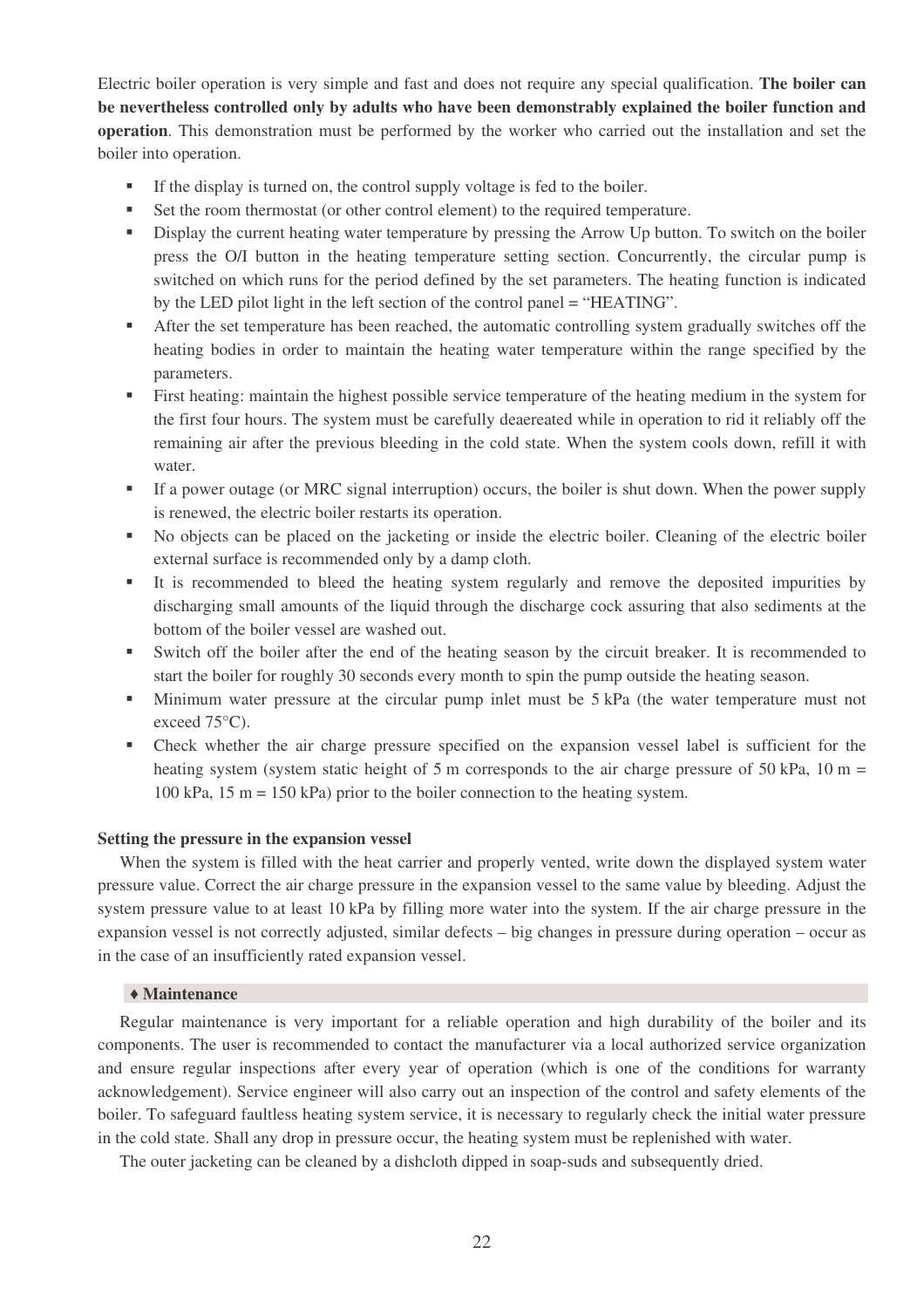Electric boiler operation is very simple and fast and does not require any special qualification. **The boiler can be nevertheless controlled only by adults who have been demonstrably explained the boiler function and operation**. This demonstration must be performed by the worker who carried out the installation and set the boiler into operation.

- If the display is turned on, the control supply voltage is fed to the boiler.
- Set the room thermostat (or other control element) to the required temperature.
- Display the current heating water temperature by pressing the Arrow Up button. To switch on the boiler press the O/I button in the heating temperature setting section. Concurrently, the circular pump is switched on which runs for the period defined by the set parameters. The heating function is indicated by the LED pilot light in the left section of the control panel = "HEATING".
- After the set temperature has been reached, the automatic controlling system gradually switches off the heating bodies in order to maintain the heating water temperature within the range specified by the parameters.
- First heating: maintain the highest possible service temperature of the heating medium in the system for the first four hours. The system must be carefully deaereated while in operation to rid it reliably off the remaining air after the previous bleeding in the cold state. When the system cools down, refill it with water.
- If a power outage (or MRC signal interruption) occurs, the boiler is shut down. When the power supply is renewed, the electric boiler restarts its operation.
- No objects can be placed on the jacketing or inside the electric boiler. Cleaning of the electric boiler external surface is recommended only by a damp cloth.
- It is recommended to bleed the heating system regularly and remove the deposited impurities by discharging small amounts of the liquid through the discharge cock assuring that also sediments at the bottom of the boiler vessel are washed out.
- Switch off the boiler after the end of the heating season by the circuit breaker. It is recommended to start the boiler for roughly 30 seconds every month to spin the pump outside the heating season.
- Minimum water pressure at the circular pump inlet must be 5 kPa (the water temperature must not exceed 75°C).
- Check whether the air charge pressure specified on the expansion vessel label is sufficient for the heating system (system static height of 5 m corresponds to the air charge pressure of 50 kPa, 10 m = 100 kPa, 15 m = 150 kPa) prior to the boiler connection to the heating system.

**Setting the pressure in the expansion vessel**

When the system is filled with the heat carrier and properly vented, write down the displayed system water pressure value. Correct the air charge pressure in the expansion vessel to the same value by bleeding. Adjust the system pressure value to at least 10 kPa by filling more water into the system. If the air charge pressure in the expansion vessel is not correctly adjusted, similar defects – big changes in pressure during operation – occur as in the case of an insufficiently rated expansion vessel.

### ♦ Maintenance

Regular maintenance is very important for a reliable operation and high durability of the boiler and its components. The user is recommended to contact the manufacturer via a local authorized service organization and ensure regular inspections after every year of operation (which is one of the conditions for warranty acknowledgement). Service engineer will also carry out an inspection of the control and safety elements of the boiler. To safeguard faultless heating system service, it is necessary to regularly check the initial water pressure in the cold state. Shall any drop in pressure occur, the heating system must be replenished with water.

The outer jacketing can be cleaned by a dishcloth dipped in soap-suds and subsequently dried.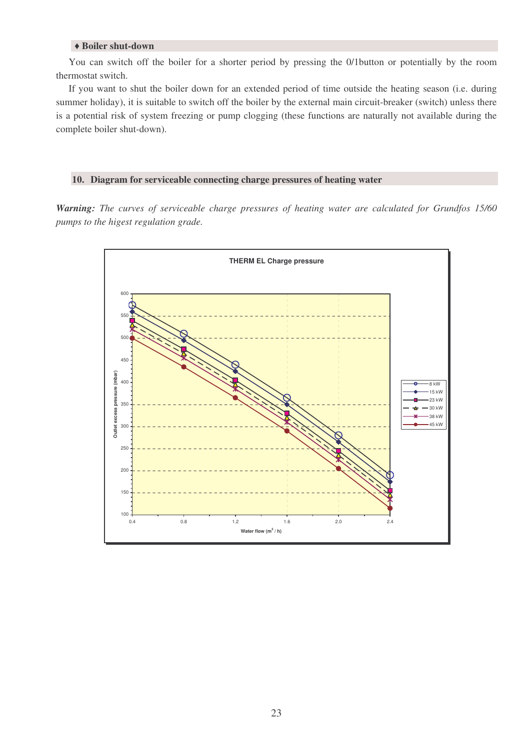### ♦ Boiler shut-down

You can switch off the boiler for a shorter period by pressing the 0/1button or potentially by the room thermostat switch.

If you want to shut the boiler down for an extended period of time outside the heating season (i.e. during summer holiday), it is suitable to switch off the boiler by the external main circuit-breaker (switch) unless there is a potential risk of system freezing or pump clogging (these functions are naturally not available during the complete boiler shut-down).

## 10. Diagram for serviceable connecting charge pressures of heating water

***Warning:*** *The curves of serviceable charge pressures of heating water are calculated for Grundfos 15/60 pumps to the higest regulation grade.*

THERM EL Charge pressure

Outlet excess pressure (mbar)

600
550
500
450
400
350
300
250
200
150
100

0.4
0.8
1.2
1.6
2.0
2.4

Water flow (m³ / h)

8 kW
15 kW
23 kW
30 kW
38 kW
45 kW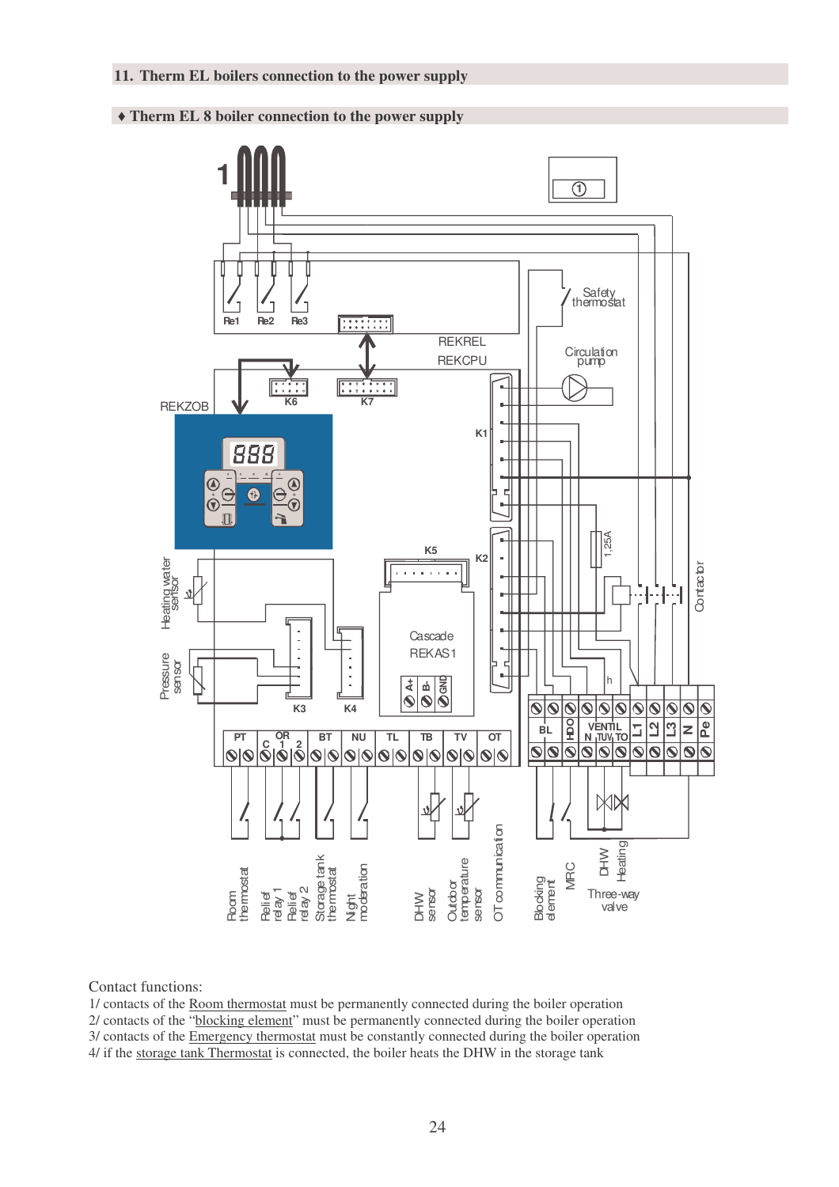## 11. Therm EL boilers connection to the power supply

### ♦ Therm EL 8 boiler connection to the power supply

1

①

Re1 Re2 Re3

REKREL

REKCPU

Safety thermostat

Circulation pump

REKZOB

K6

K7

K1

K5

K2

1,25A

Contactor

Heating water sensor

Pressure sensor

Cascade REKAS1

A+ B- GND

K3 K4

h

PT OR C 1 2 BT NU TL TB TV OT

BL HDO VENTIL N TUV TO L1 L2 L3 N Pe

Room thermostat

Relief relay 1 Relief relay 2

Storage tank thermostat

Night moderation

DHW sensor

Outdoor temperature sensor

OT communication

Blocking element

MRC

DHW Heating

Three-way valve

Contact functions:

1/ contacts of the Room thermostat must be permanently connected during the boiler operation
2/ contacts of the "blocking element" must be permanently connected during the boiler operation
3/ contacts of the Emergency thermostat must be constantly connected during the boiler operation
4/ if the storage tank Thermostat is connected, the boiler heats the DHW in the storage tank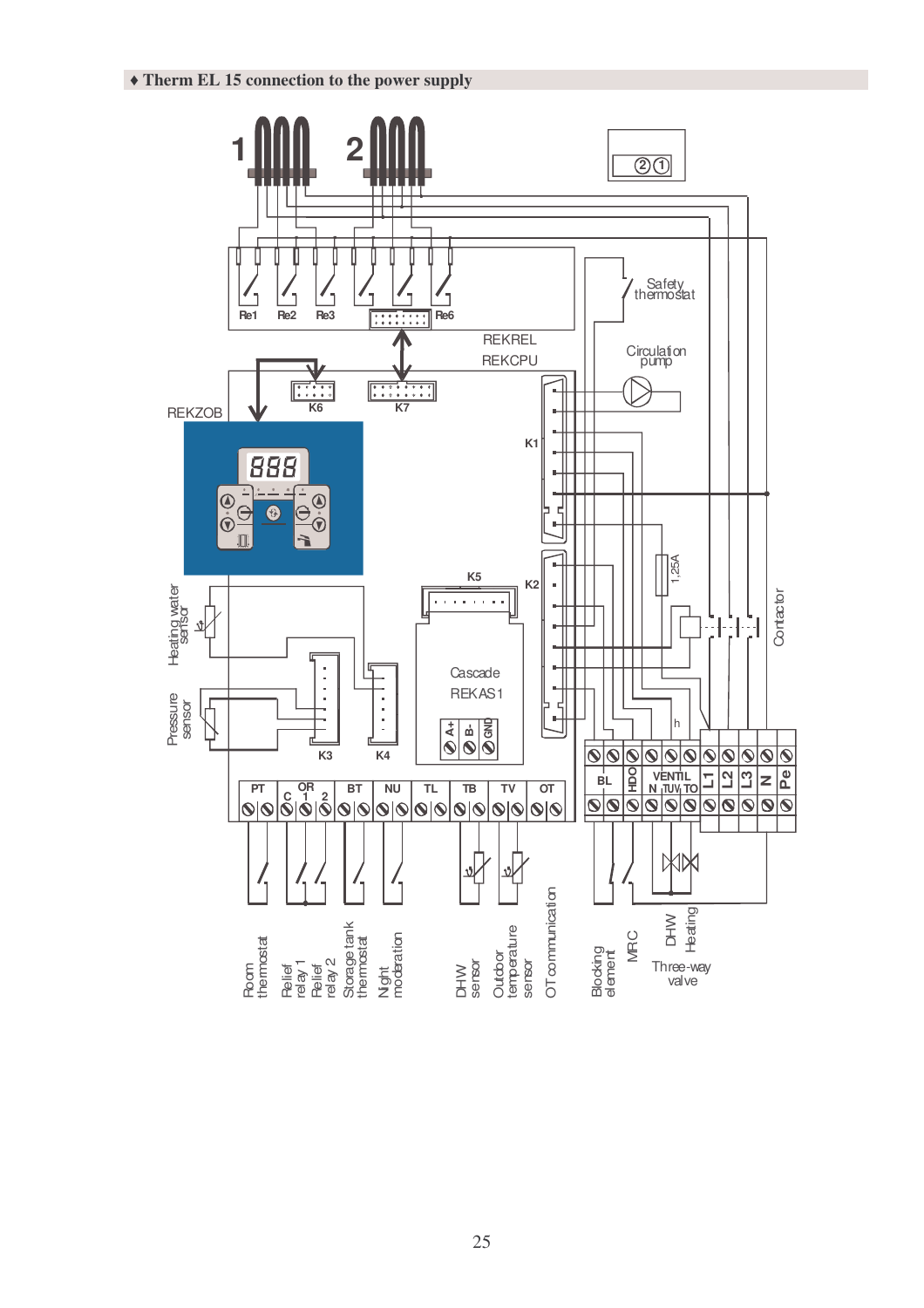♦ **Therm EL 15 connection to the power supply**

1
2
②①
Re1
Re2
Re3
Re6
REKREL
REKCPU
Safety thermostat
Circulation pump
REKZOB
K6
K7
K1
K2
K5
1,25A
Cascade
REKAS1
A+
B-
GND
Heating water sensor
Pressure sensor
K3
K4
h
Contactor
PT
C
OR
1
2
BT
NU
TL
TB
TV
OT
BL
HDO
VENTIL
N
TUV
TO
L1
L2
L3
N
Pe
Room thermostat
Relief relay 1
Relief relay 2
Storage tank thermostat
Night moderation
DHW sensor
Outdoor temperature sensor
OT communication
Blocking element
MRC
DHW
Heating
Three-way valve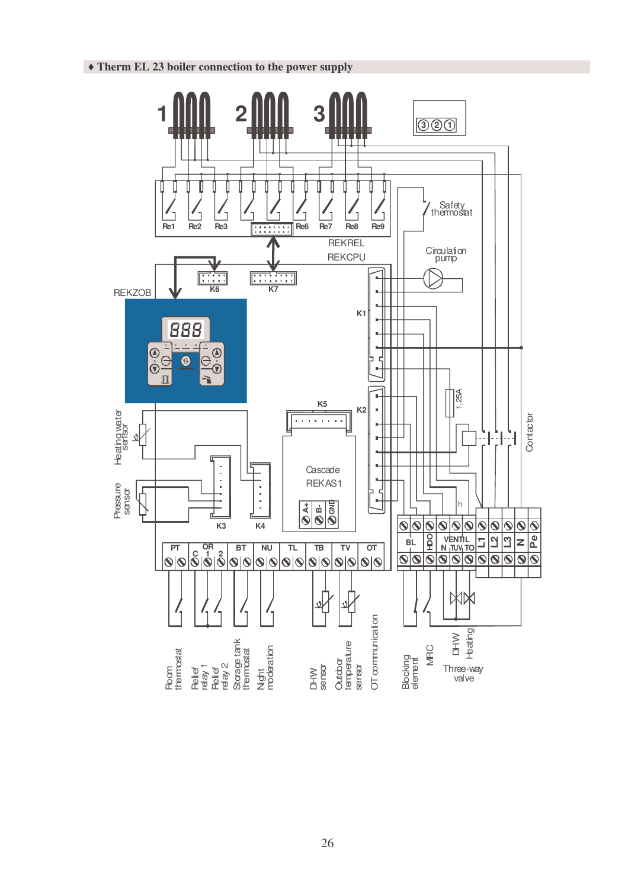♦ **Therm EL 23 boiler connection to the power supply**

1 2 3

③②①

Re1 Re2 Re3 Re6 Re7 Re8 Re9

REKREL

REKCPU

Safety thermostat

Circulation pump

REKZOB

K6 K7

K1

888

K5

K2

1,25A

Heating water sensor

Pressure sensor

Cascade REKAS1

A+ B- GND

Contactor

K3 K4

BL HDO VENTIL N TUV TO L1 L2 L3 N Pe

h

PT OR C 1 2 BT NU TL TB TV OT

Room thermostat

Relief relay 1

Relief relay 2

Storage tank thermostat

Night moderation

DHW sensor

Outdoor temperature sensor

OT communication

Blocking element

MRC

DHW

Heating

Three-way valve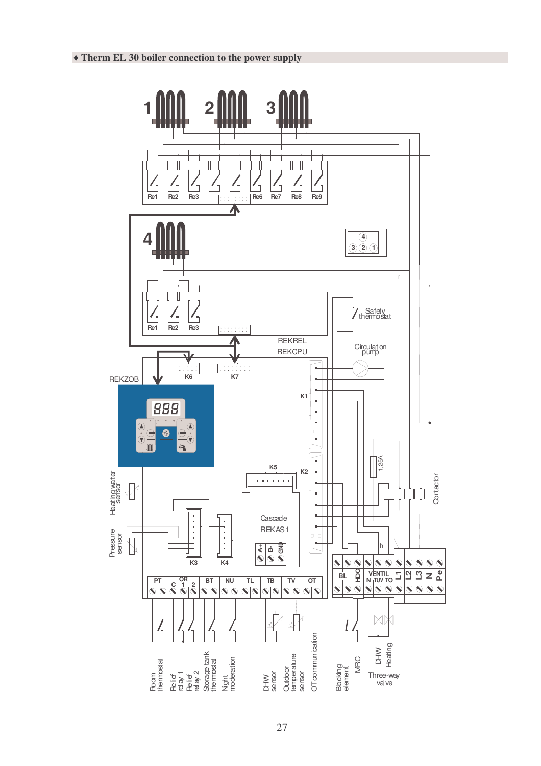♦ **Therm EL 30 boiler connection to the power supply**

1
2
3
Re1 Re2 Re3 Re6 Re7 Re8 Re9
4
4
3 2 1
Re1 Re2 Re3
REKREL
REKCPU
Safety thermostat
Circulation pump
REKZOB
K6
K7
K1
888
K5
K2
1,25A
Heating water sensor
Cascade REKAS 1
Contactor
Pressure sensor
A+ B- GND
K3
K4
h
PT C OR 1 2 BT NU TL TB TV OT
BL HDO VENTIL N TUV TO L1 L2 L3 N Pe
Room thermostat
Relief relay 1
Relief relay 2
Storage tank thermostat
Night moderation
DHW sensor
Outdoor temperature sensor
OT communication
Blocking element
MRC
DHW
Heating
Three-way valve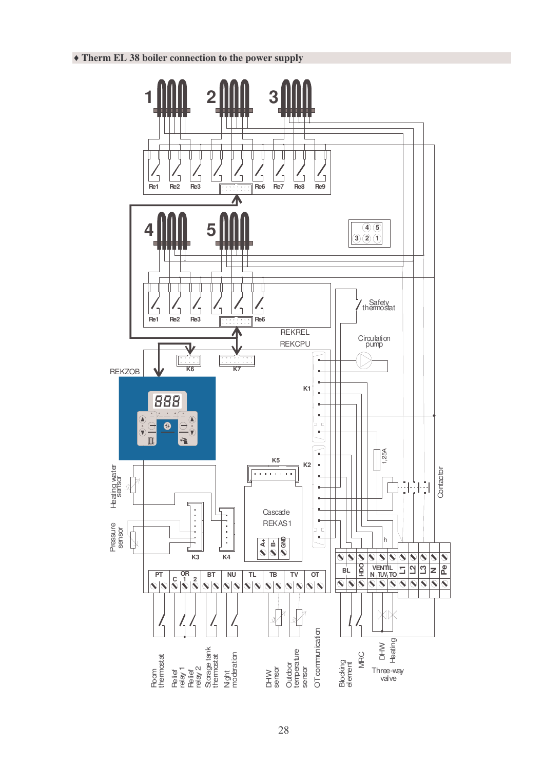♦ **Therm EL 38 boiler connection to the power supply**

1
2
3
Re1 Re2 Re3 Re6 Re7 Re8 Re9
4
5
4 5
3 2 1
Re1 Re2 Re3 Re6
REKREL
REKCPU
Safety thermostat
Circulation pump
REKZOB
K6
K7
K1
888
1,25A
K2
Contactor
Heating water sensor
K5
Cascade
REKAS1
A+ B- GND
Pressure sensor
K3
K4
h
BL HDO VENTIL N TUV TO L1 L2 L3 N Pe
PT C OR 1 2 BT NU TL TB TV OT
Room thermostat
Relief relay 1
Relief relay 2
Storage tank thermostat
Night moderation
DHW sensor
Outdoor temperature sensor
OT communication
Blocking element
MRC
DHW
Heating
Three-way valve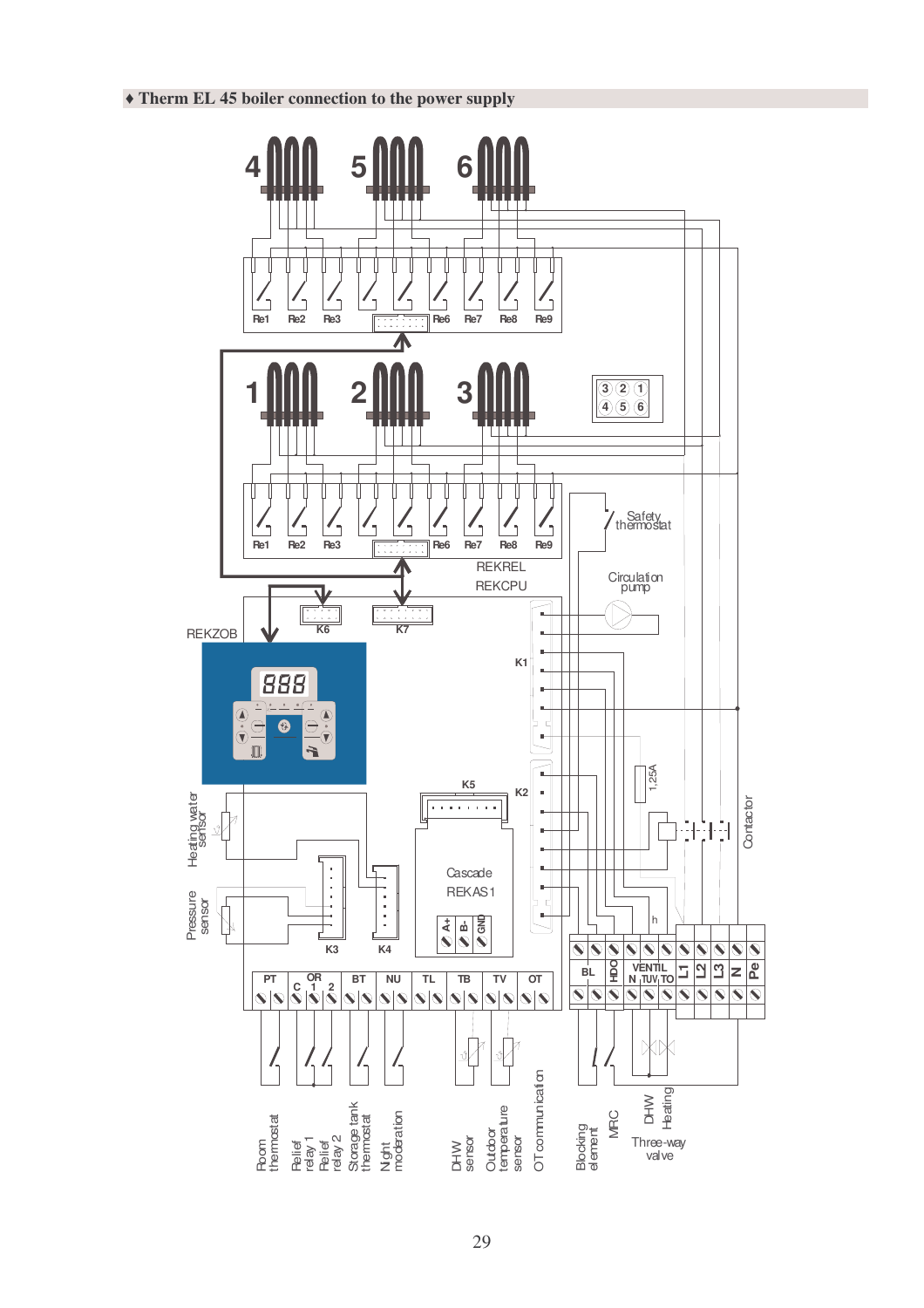## ♦ Therm EL 45 boiler connection to the power supply

4 5 6

Re1 Re2 Re3 Re6 Re7 Re8 Re9

1 2 3

3 2 1
4 5 6

Re1 Re2 Re3 Re6 Re7 Re8 Re9

REKREL

REKCPU

Safety thermostat

Circulation pump

REKZOB

K6 K7

888

K1

1,25A

K2

K5

Heating water sensor

Cascade
REKAS1

Contactor

Pressure sensor

A+ B- GND

K3 K4

h

PT OR C 1 2 BT NU TL TB TV OT

BL HDO VENTIL N TUV TO L1 L2 L3 N Pe

Room thermostat

Relief relay 1

Relief relay 2

Storage tank thermostat

Night moderation

DHW sensor

Outdoor temperature sensor

OT communication

Blocking element

MRC

DHW

Heating

Three-way valve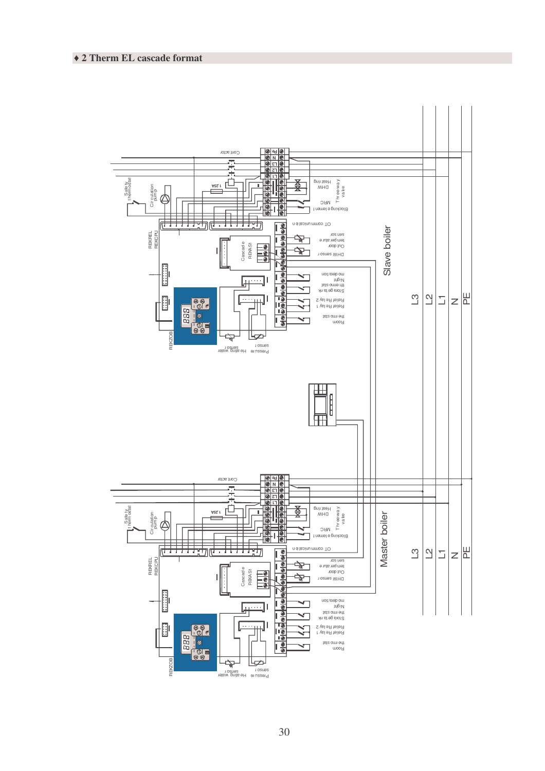## ♦ 2 Therm EL cascade format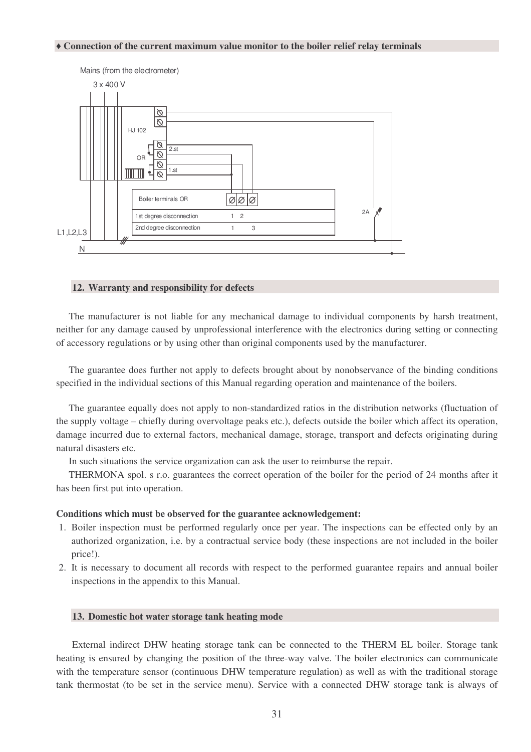♦ **Connection of the current maximum value monitor to the boiler relief relay terminals**

Mains (from the electrometer)

3 x 400 V

HJ 102

OR

2.st

1.st

Boiler terminals OR

1st degree disconnection 1 2

2nd degree disconnection 1 3

2A

L1,L2,L3

N

## 12. Warranty and responsibility for defects

The manufacturer is not liable for any mechanical damage to individual components by harsh treatment, neither for any damage caused by unprofessional interference with the electronics during setting or connecting of accessory regulations or by using other than original components used by the manufacturer.

The guarantee does further not apply to defects brought about by nonobservance of the binding conditions specified in the individual sections of this Manual regarding operation and maintenance of the boilers.

The guarantee equally does not apply to non-standardized ratios in the distribution networks (fluctuation of the supply voltage – chiefly during overvoltage peaks etc.), defects outside the boiler which affect its operation, damage incurred due to external factors, mechanical damage, storage, transport and defects originating during natural disasters etc.

In such situations the service organization can ask the user to reimburse the repair.

THERMONA spol. s r.o. guarantees the correct operation of the boiler for the period of 24 months after it has been first put into operation.

**Conditions which must be observed for the guarantee acknowledgement:**

1. Boiler inspection must be performed regularly once per year. The inspections can be effected only by an authorized organization, i.e. by a contractual service body (these inspections are not included in the boiler price!).
2. It is necessary to document all records with respect to the performed guarantee repairs and annual boiler inspections in the appendix to this Manual.

## 13. Domestic hot water storage tank heating mode

External indirect DHW heating storage tank can be connected to the THERM EL boiler. Storage tank heating is ensured by changing the position of the three-way valve. The boiler electronics can communicate with the temperature sensor (continuous DHW temperature regulation) as well as with the traditional storage tank thermostat (to be set in the service menu). Service with a connected DHW storage tank is always of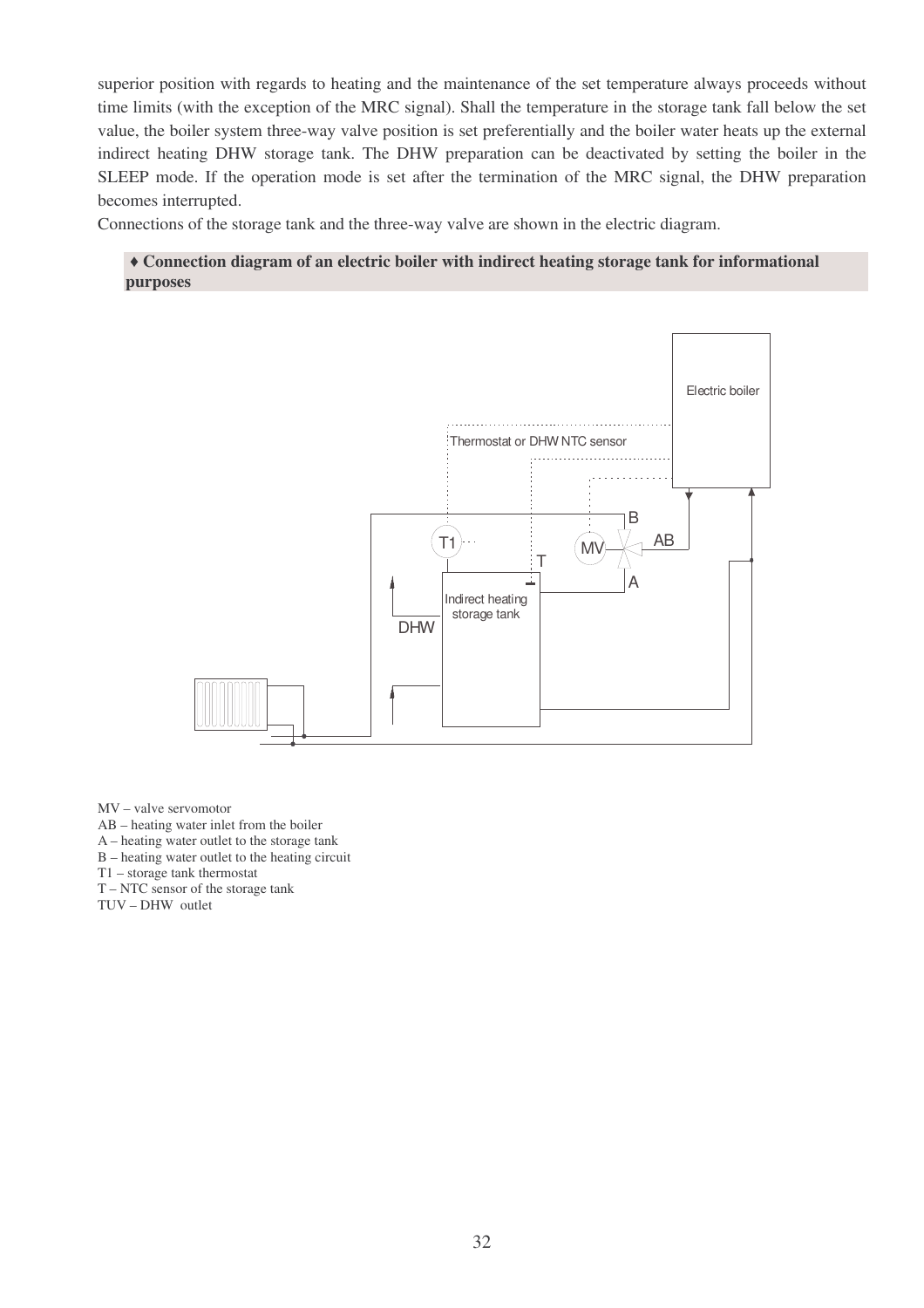superior position with regards to heating and the maintenance of the set temperature always proceeds without time limits (with the exception of the MRC signal). Shall the temperature in the storage tank fall below the set value, the boiler system three-way valve position is set preferentially and the boiler water heats up the external indirect heating DHW storage tank. The DHW preparation can be deactivated by setting the boiler in the SLEEP mode. If the operation mode is set after the termination of the MRC signal, the DHW preparation becomes interrupted.

Connections of the storage tank and the three-way valve are shown in the electric diagram.

**♦ Connection diagram of an electric boiler with indirect heating storage tank for informational purposes**

Electric boiler

Thermostat or DHW NTC sensor

B

T1

MV

AB

T

A

Indirect heating storage tank

DHW

MV – valve servomotor
AB – heating water inlet from the boiler
A – heating water outlet to the storage tank
B – heating water outlet to the heating circuit
T1 – storage tank thermostat
T – NTC sensor of the storage tank
TUV – DHW outlet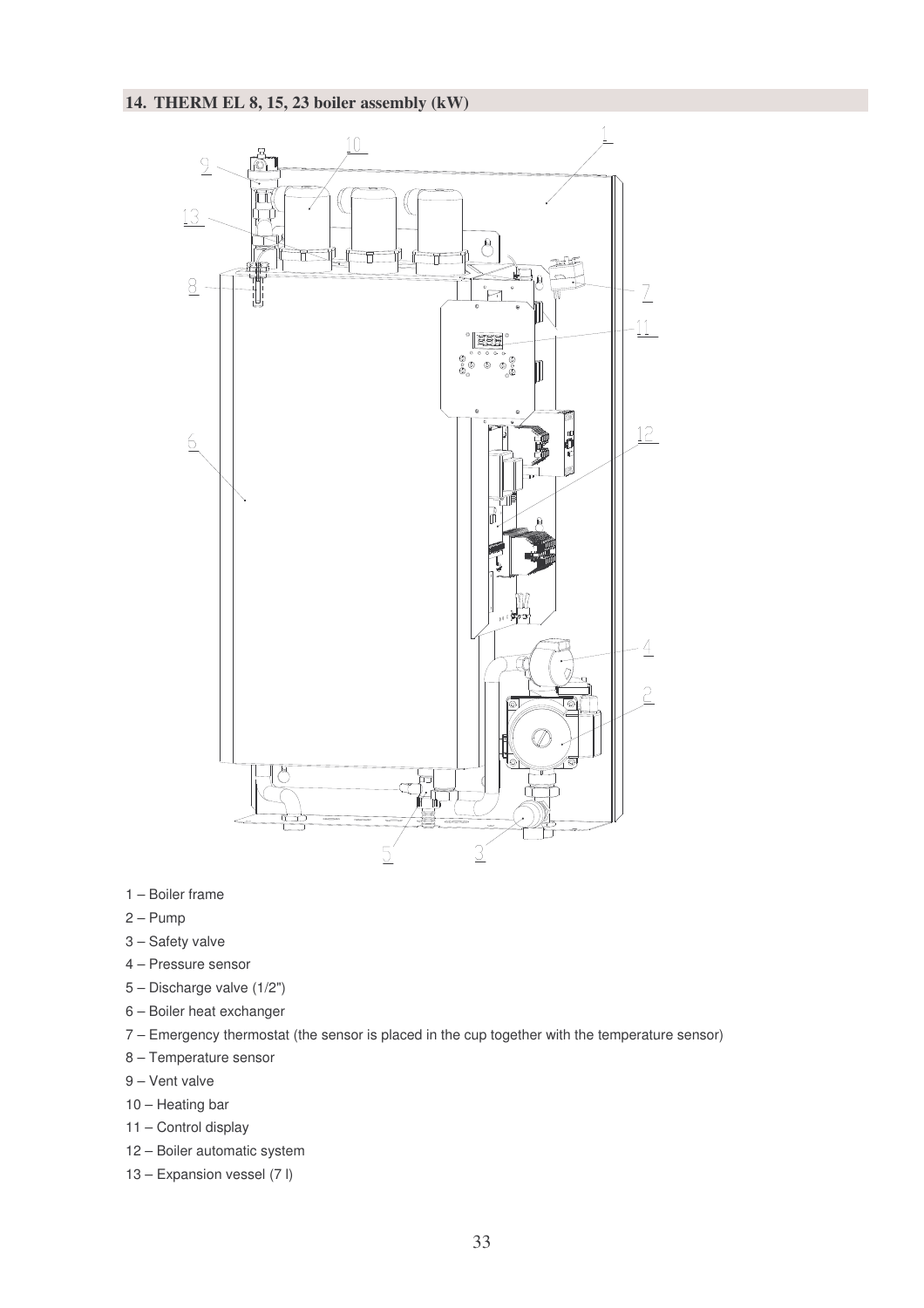## 14. THERM EL 8, 15, 23 boiler assembly (kW)

1 – Boiler frame

2 – Pump

3 – Safety valve

4 – Pressure sensor

5 – Discharge valve (1/2")

6 – Boiler heat exchanger

7 – Emergency thermostat (the sensor is placed in the cup together with the temperature sensor)

8 – Temperature sensor

9 – Vent valve

10 – Heating bar

11 – Control display

12 – Boiler automatic system

13 – Expansion vessel (7 l)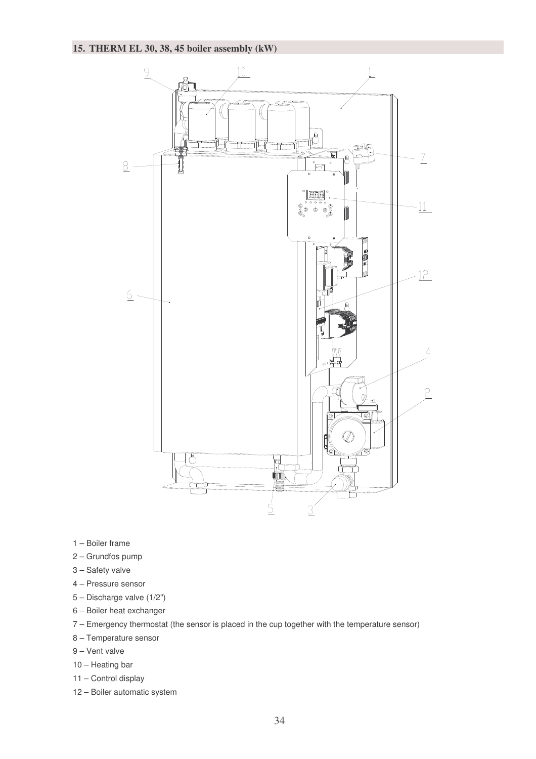## 15. THERM EL 30, 38, 45 boiler assembly (kW)

1 – Boiler frame

2 – Grundfos pump

3 – Safety valve

4 – Pressure sensor

5 – Discharge valve (1/2")

6 – Boiler heat exchanger

7 – Emergency thermostat (the sensor is placed in the cup together with the temperature sensor)

8 – Temperature sensor

9 – Vent valve

10 – Heating bar

11 – Control display

12 – Boiler automatic system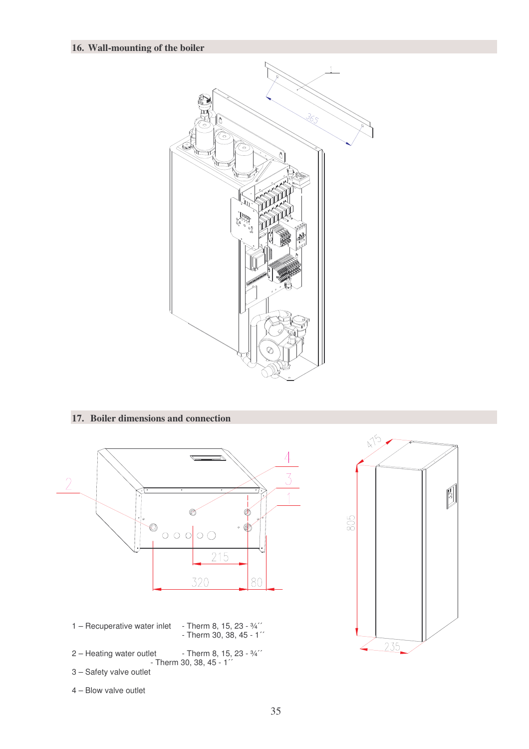## 16. Wall-mounting of the boiler

1

365

## 17. Boiler dimensions and connection

4

3

2

1

215

320

80

475

805

235

1 – Recuperative water inlet - Therm 8, 15, 23 - ¾´´
- Therm 30, 38, 45 - 1´´

2 – Heating water outlet - Therm 8, 15, 23 - ¾´´
- Therm 30, 38, 45 - 1´´

3 – Safety valve outlet

4 – Blow valve outlet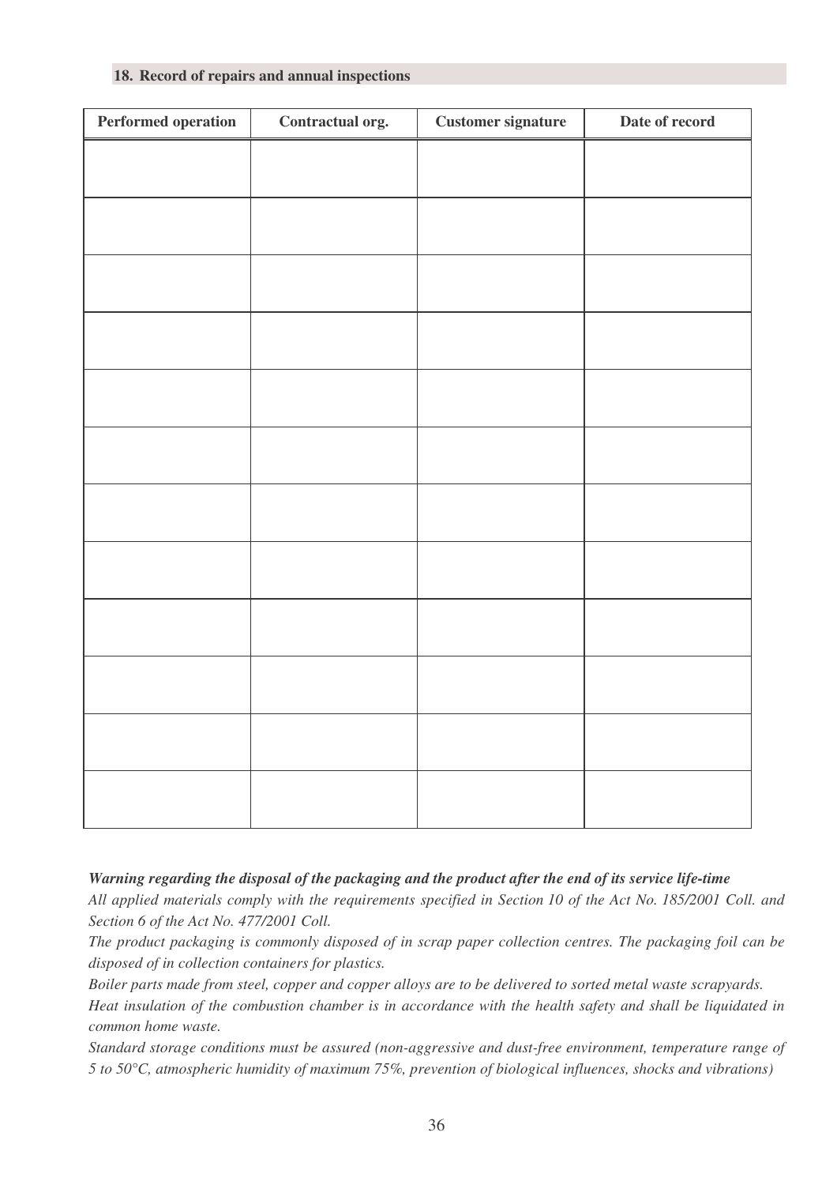## 18. Record of repairs and annual inspections

| Performed operation | Contractual org. | Customer signature | Date of record |
|---|---|---|---|
| | | | |
| | | | |
| | | | |
| | | | |
| | | | |
| | | | |
| | | | |
| | | | |
| | | | |
| | | | |
| | | | |
| | | | |

***Warning regarding the disposal of the packaging and the product after the end of its service life-time***

*All applied materials comply with the requirements specified in Section 10 of the Act No. 185/2001 Coll. and Section 6 of the Act No. 477/2001 Coll.*

*The product packaging is commonly disposed of in scrap paper collection centres. The packaging foil can be disposed of in collection containers for plastics.*

*Boiler parts made from steel, copper and copper alloys are to be delivered to sorted metal waste scrapyards.*

*Heat insulation of the combustion chamber is in accordance with the health safety and shall be liquidated in common home waste.*

*Standard storage conditions must be assured (non-aggressive and dust-free environment, temperature range of 5 to 50°C, atmospheric humidity of maximum 75%, prevention of biological influences, shocks and vibrations)*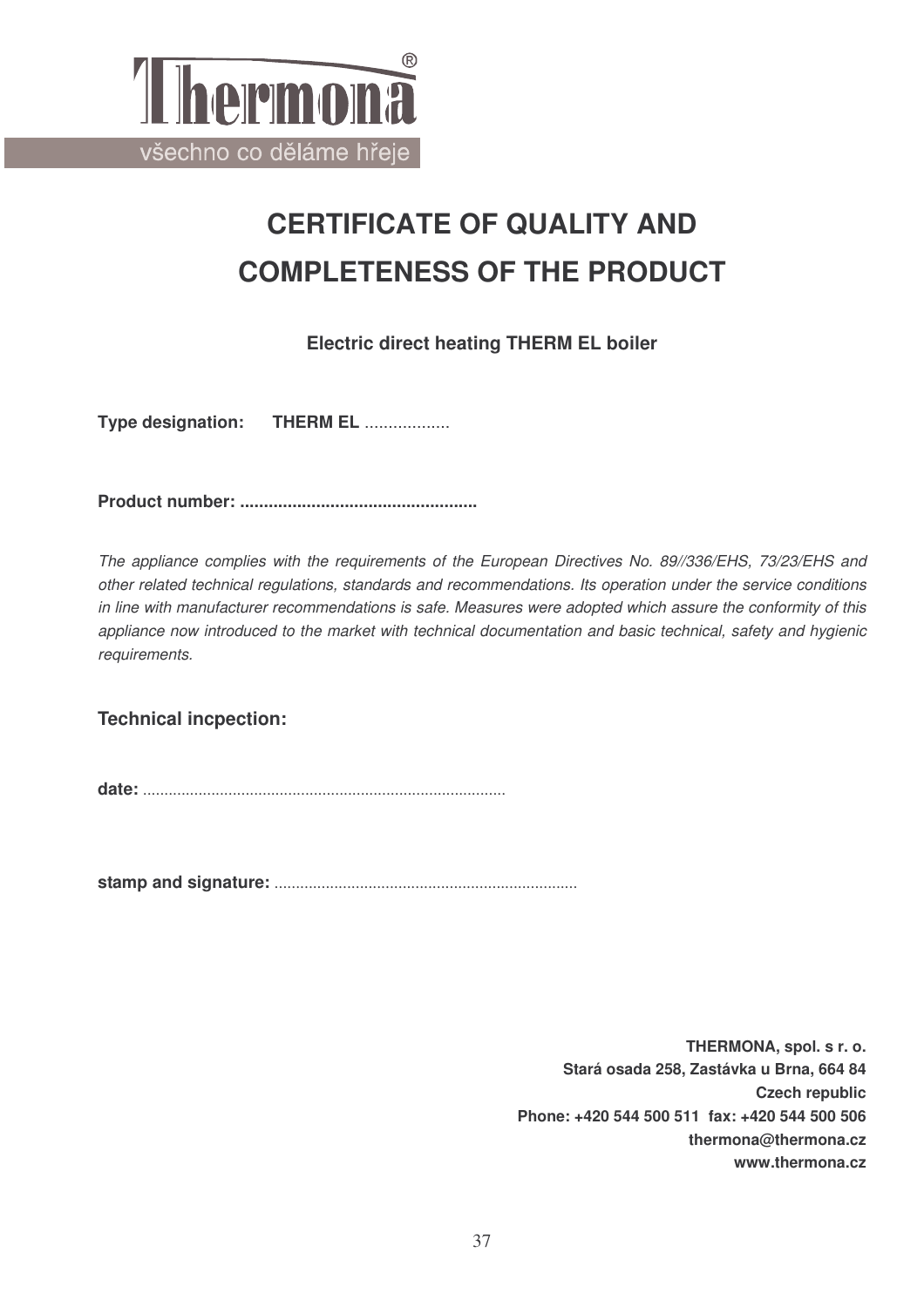Thermona®

všechno co děláme hřeje

# CERTIFICATE OF QUALITY AND COMPLETENESS OF THE PRODUCT

**Electric direct heating THERM EL boiler**

**Type designation:** **THERM EL** ..................

**Product number: .................................................**

*The appliance complies with the requirements of the European Directives No. 89//336/EHS, 73/23/EHS and other related technical regulations, standards and recommendations. Its operation under the service conditions in line with manufacturer recommendations is safe. Measures were adopted which assure the conformity of this appliance now introduced to the market with technical documentation and basic technical, safety and hygienic requirements.*

### Technical incpection:

**date:** ...................................................................................

**stamp and signature:** ......................................................................

**THERMONA, spol. s r. o.**
**Stará osada 258, Zastávka u Brna, 664 84**
**Czech republic**
**Phone: +420 544 500 511 fax: +420 544 500 506**
**thermona@thermona.cz**
**www.thermona.cz**